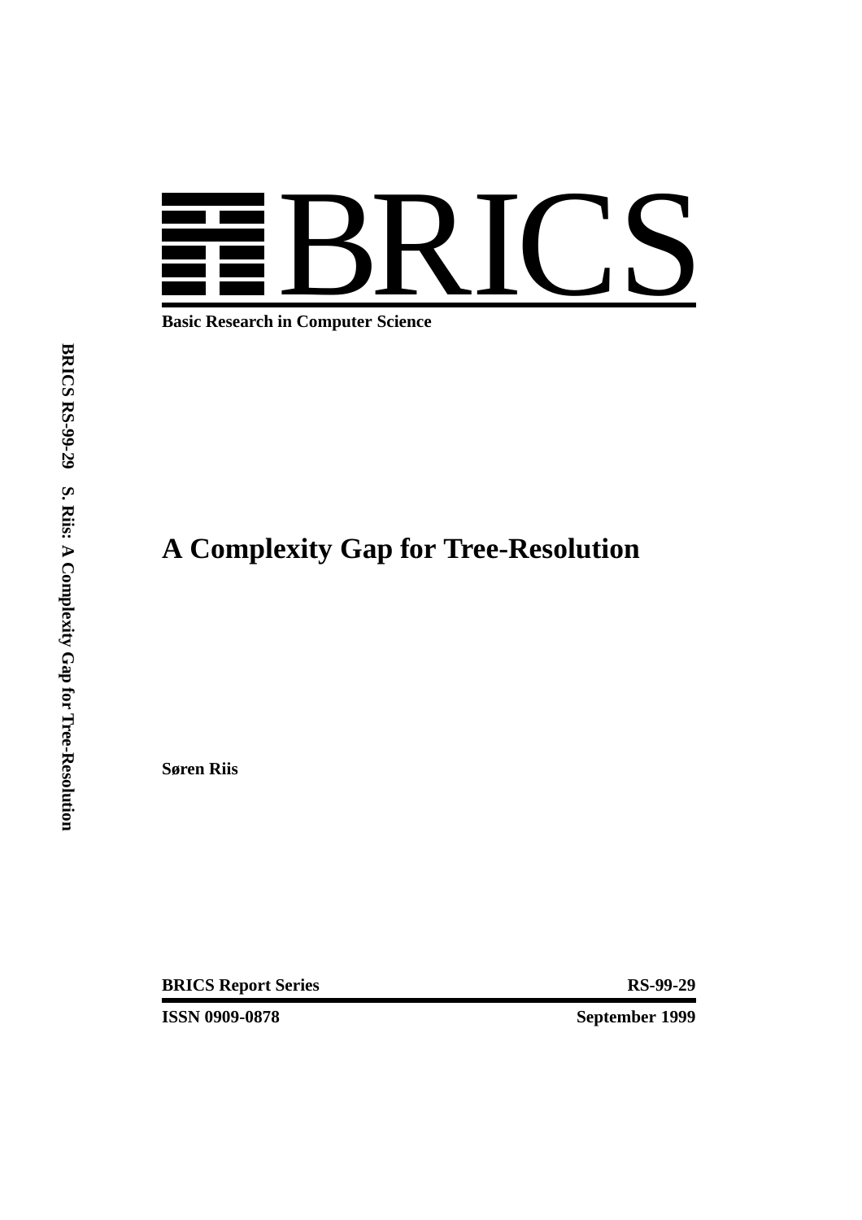# BRICS

**Basic Research in Computer Science**

**BRICS RS-99-29 S. Riis: A Complexity Gap for Tree-Resolution**

# A Complexity Gap for Tree-Resolution

**Søren Riis**

**BRICS Report Series** **RS-99-29**

**ISSN 0909-0878** **September 1999**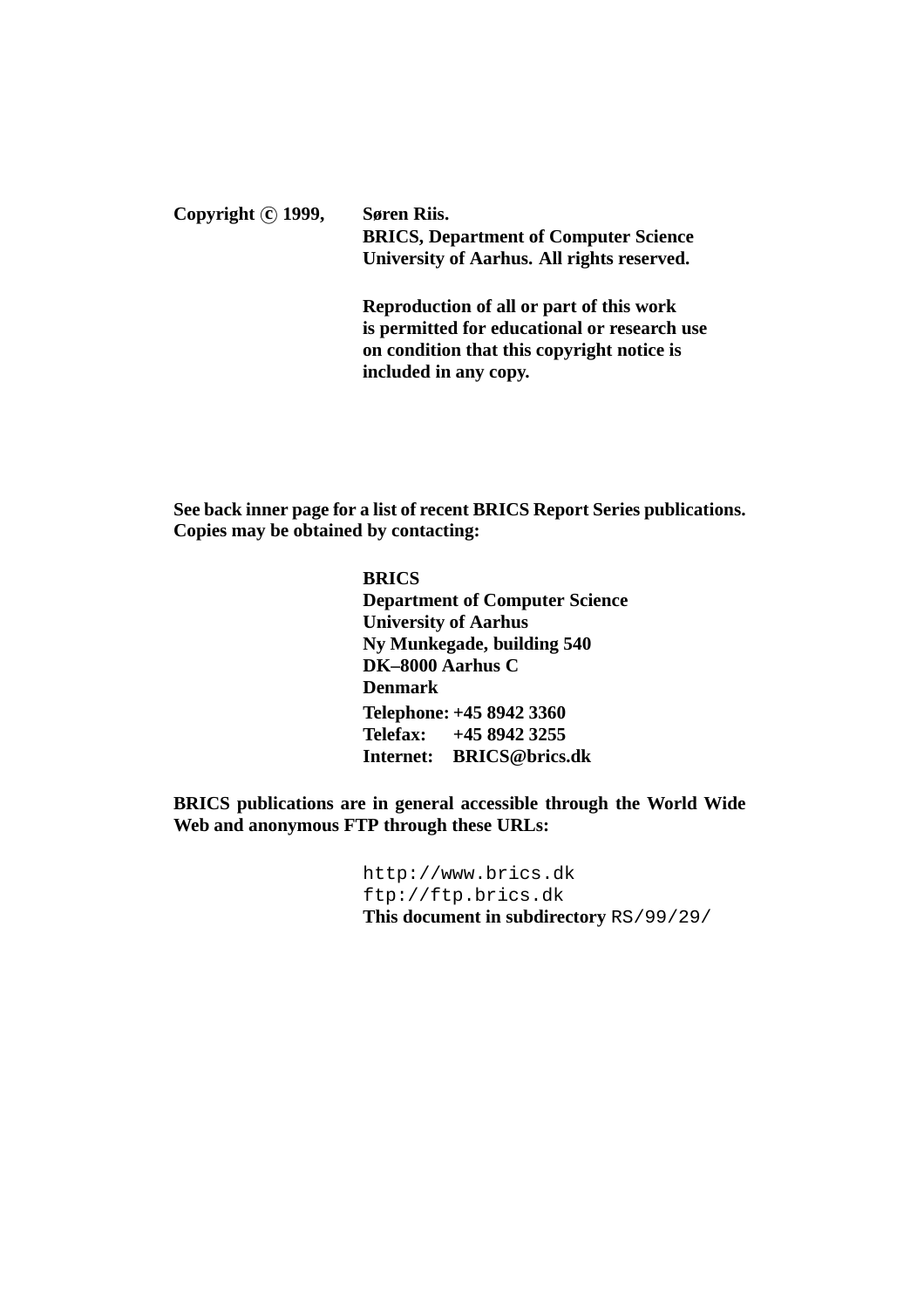**Copyright © 1999, Søren Riis.**
**BRICS, Department of Computer Science**
**University of Aarhus. All rights reserved.**

**Reproduction of all or part of this work is permitted for educational or research use on condition that this copyright notice is included in any copy.**

**See back inner page for a list of recent BRICS Report Series publications. Copies may be obtained by contacting:**

**BRICS**
**Department of Computer Science**
**University of Aarhus**
**Ny Munkegade, building 540**
**DK–8000 Aarhus C**
**Denmark**
**Telephone: +45 8942 3360**
**Telefax: +45 8942 3255**
**Internet: BRICS@brics.dk**

**BRICS publications are in general accessible through the World Wide Web and anonymous FTP through these URLs:**

http://www.brics.dk
ftp://ftp.brics.dk
**This document in subdirectory** RS/99/29/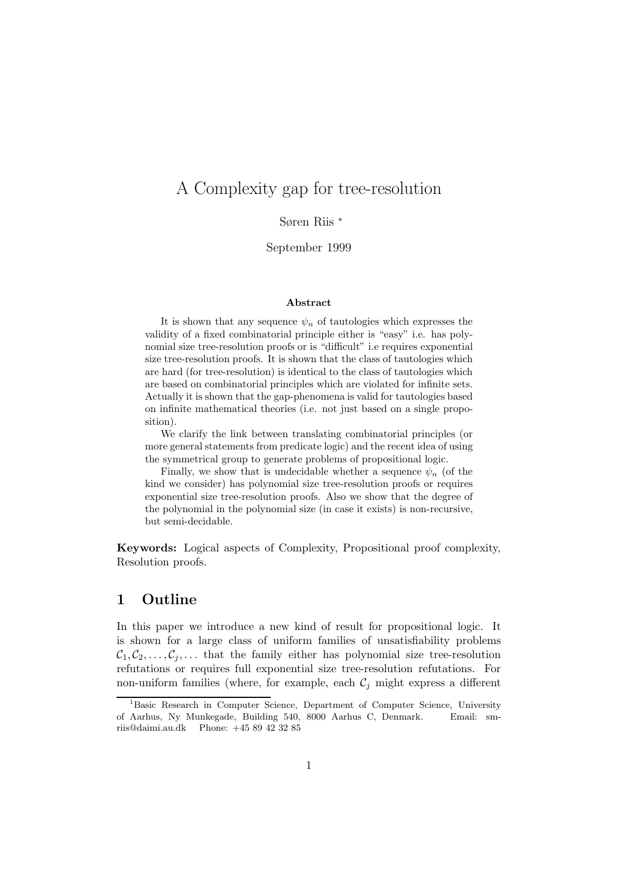# A Complexity gap for tree-resolution

Søren Riis *

September 1999

**Abstract**

It is shown that any sequence $\psi_n$ of tautologies which expresses the validity of a fixed combinatorial principle either is "easy" i.e. has polynomial size tree-resolution proofs or is "difficult" i.e requires exponential size tree-resolution proofs. It is shown that the class of tautologies which are hard (for tree-resolution) is identical to the class of tautologies which are based on combinatorial principles which are violated for infinite sets. Actually it is shown that the gap-phenomena is valid for tautologies based on infinite mathematical theories (i.e. not just based on a single proposition).

We clarify the link between translating combinatorial principles (or more general statements from predicate logic) and the recent idea of using the symmetrical group to generate problems of propositional logic.

Finally, we show that is undecidable whether a sequence $\psi_n$ (of the kind we consider) has polynomial size tree-resolution proofs or requires exponential size tree-resolution proofs. Also we show that the degree of the polynomial in the polynomial size (in case it exists) is non-recursive, but semi-decidable.

**Keywords:** Logical aspects of Complexity, Propositional proof complexity, Resolution proofs.

## 1 Outline

In this paper we introduce a new kind of result for propositional logic. It is shown for a large class of uniform families of unsatisfiability problems $\mathcal{C}_1, \mathcal{C}_2, \ldots, \mathcal{C}_j, \ldots$ that the family either has polynomial size tree-resolution refutations or requires full exponential size tree-resolution refutations. For non-uniform families (where, for example, each $\mathcal{C}_j$ might express a different

[1]Basic Research in Computer Science, Department of Computer Science, University of Aarhus, Ny Munkegade, Building 540, 8000 Aarhus C, Denmark. Email: smriis@daimi.au.dk Phone: +45 89 42 32 85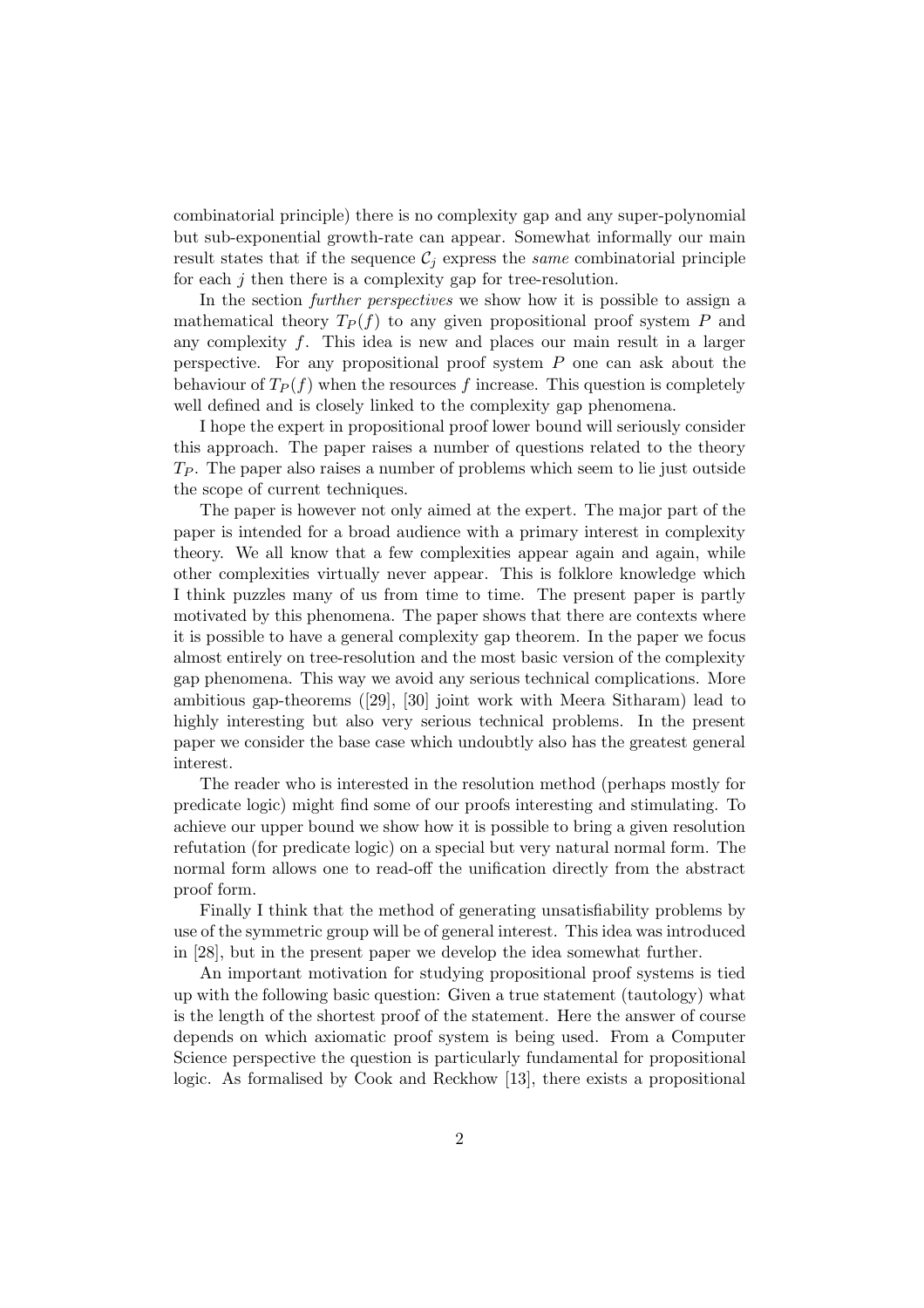combinatorial principle) there is no complexity gap and any super-polynomial but sub-exponential growth-rate can appear. Somewhat informally our main result states that if the sequence $\mathcal{C}_j$ express the *same* combinatorial principle for each $j$ then there is a complexity gap for tree-resolution.

In the section *further perspectives* we show how it is possible to assign a mathematical theory $T_P(f)$ to any given propositional proof system $P$ and any complexity $f$. This idea is new and places our main result in a larger perspective. For any propositional proof system $P$ one can ask about the behaviour of $T_P(f)$ when the resources $f$ increase. This question is completely well defined and is closely linked to the complexity gap phenomena.

I hope the expert in propositional proof lower bound will seriously consider this approach. The paper raises a number of questions related to the theory $T_P$. The paper also raises a number of problems which seem to lie just outside the scope of current techniques.

The paper is however not only aimed at the expert. The major part of the paper is intended for a broad audience with a primary interest in complexity theory. We all know that a few complexities appear again and again, while other complexities virtually never appear. This is folklore knowledge which I think puzzles many of us from time to time. The present paper is partly motivated by this phenomena. The paper shows that there are contexts where it is possible to have a general complexity gap theorem. In the paper we focus almost entirely on tree-resolution and the most basic version of the complexity gap phenomena. This way we avoid any serious technical complications. More ambitious gap-theorems ([29], [30] joint work with Meera Sitharam) lead to highly interesting but also very serious technical problems. In the present paper we consider the base case which undoubtly also has the greatest general interest.

The reader who is interested in the resolution method (perhaps mostly for predicate logic) might find some of our proofs interesting and stimulating. To achieve our upper bound we show how it is possible to bring a given resolution refutation (for predicate logic) on a special but very natural normal form. The normal form allows one to read-off the unification directly from the abstract proof form.

Finally I think that the method of generating unsatisfiability problems by use of the symmetric group will be of general interest. This idea was introduced in [28], but in the present paper we develop the idea somewhat further.

An important motivation for studying propositional proof systems is tied up with the following basic question: Given a true statement (tautology) what is the length of the shortest proof of the statement. Here the answer of course depends on which axiomatic proof system is being used. From a Computer Science perspective the question is particularly fundamental for propositional logic. As formalised by Cook and Reckhow [13], there exists a propositional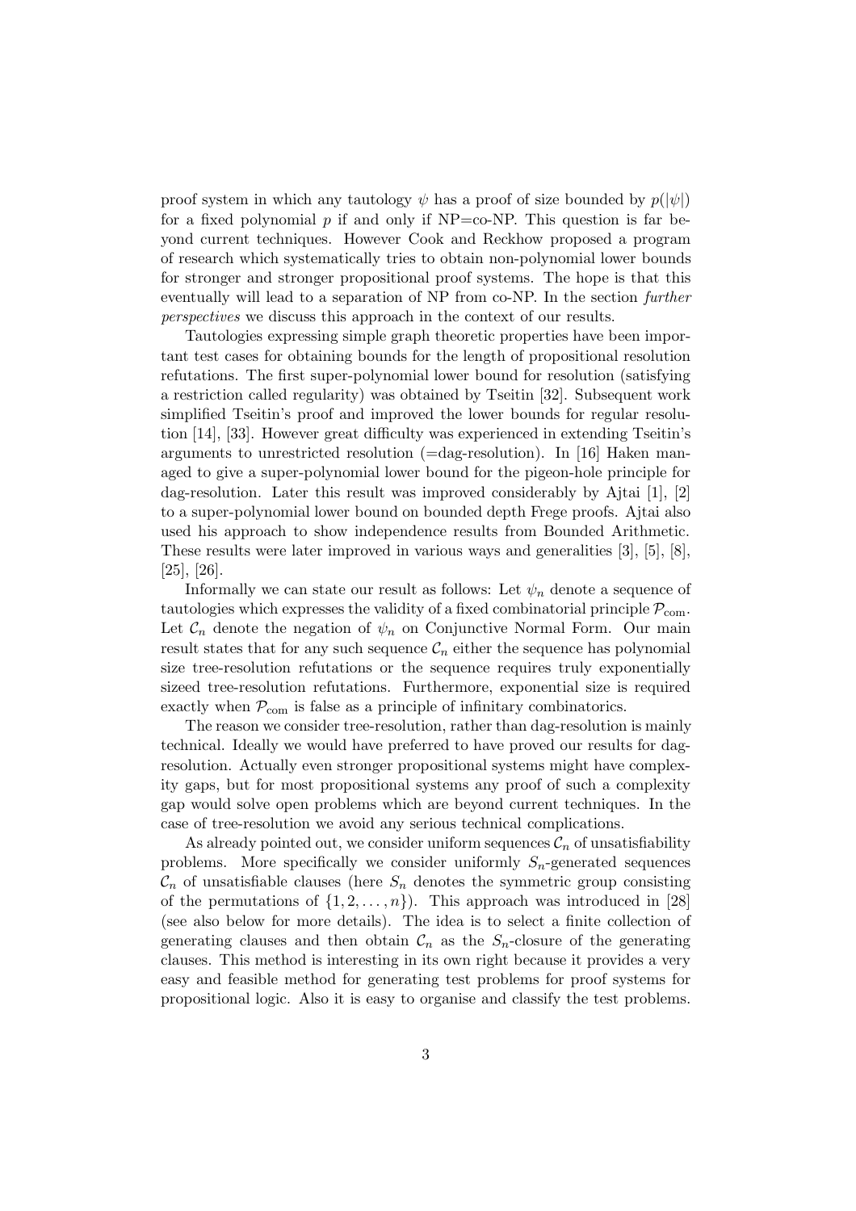proof system in which any tautology $\psi$ has a proof of size bounded by $p(|\psi|)$ for a fixed polynomial $p$ if and only if NP=co-NP. This question is far beyond current techniques. However Cook and Reckhow proposed a program of research which systematically tries to obtain non-polynomial lower bounds for stronger and stronger propositional proof systems. The hope is that this eventually will lead to a separation of NP from co-NP. In the section *further perspectives* we discuss this approach in the context of our results.

Tautologies expressing simple graph theoretic properties have been important test cases for obtaining bounds for the length of propositional resolution refutations. The first super-polynomial lower bound for resolution (satisfying a restriction called regularity) was obtained by Tseitin [32]. Subsequent work simplified Tseitin's proof and improved the lower bounds for regular resolution [14], [33]. However great difficulty was experienced in extending Tseitin's arguments to unrestricted resolution (=dag-resolution). In [16] Haken managed to give a super-polynomial lower bound for the pigeon-hole principle for dag-resolution. Later this result was improved considerably by Ajtai [1], [2] to a super-polynomial lower bound on bounded depth Frege proofs. Ajtai also used his approach to show independence results from Bounded Arithmetic. These results were later improved in various ways and generalities [3], [5], [8], [25], [26].

Informally we can state our result as follows: Let $\psi_n$ denote a sequence of tautologies which expresses the validity of a fixed combinatorial principle $\mathcal{P}_{\text{com}}$. Let $\mathcal{C}_n$ denote the negation of $\psi_n$ on Conjunctive Normal Form. Our main result states that for any such sequence $\mathcal{C}_n$ either the sequence has polynomial size tree-resolution refutations or the sequence requires truly exponentially sizeed tree-resolution refutations. Furthermore, exponential size is required exactly when $\mathcal{P}_{\text{com}}$ is false as a principle of infinitary combinatorics.

The reason we consider tree-resolution, rather than dag-resolution is mainly technical. Ideally we would have preferred to have proved our results for dag-resolution. Actually even stronger propositional systems might have complexity gaps, but for most propositional systems any proof of such a complexity gap would solve open problems which are beyond current techniques. In the case of tree-resolution we avoid any serious technical complications.

As already pointed out, we consider uniform sequences $\mathcal{C}_n$ of unsatisfiability problems. More specifically we consider uniformly $S_n$-generated sequences $\mathcal{C}_n$ of unsatisfiable clauses (here $S_n$ denotes the symmetric group consisting of the permutations of $\{1, 2, \ldots, n\}$). This approach was introduced in [28] (see also below for more details). The idea is to select a finite collection of generating clauses and then obtain $\mathcal{C}_n$ as the $S_n$-closure of the generating clauses. This method is interesting in its own right because it provides a very easy and feasible method for generating test problems for proof systems for propositional logic. Also it is easy to organise and classify the test problems.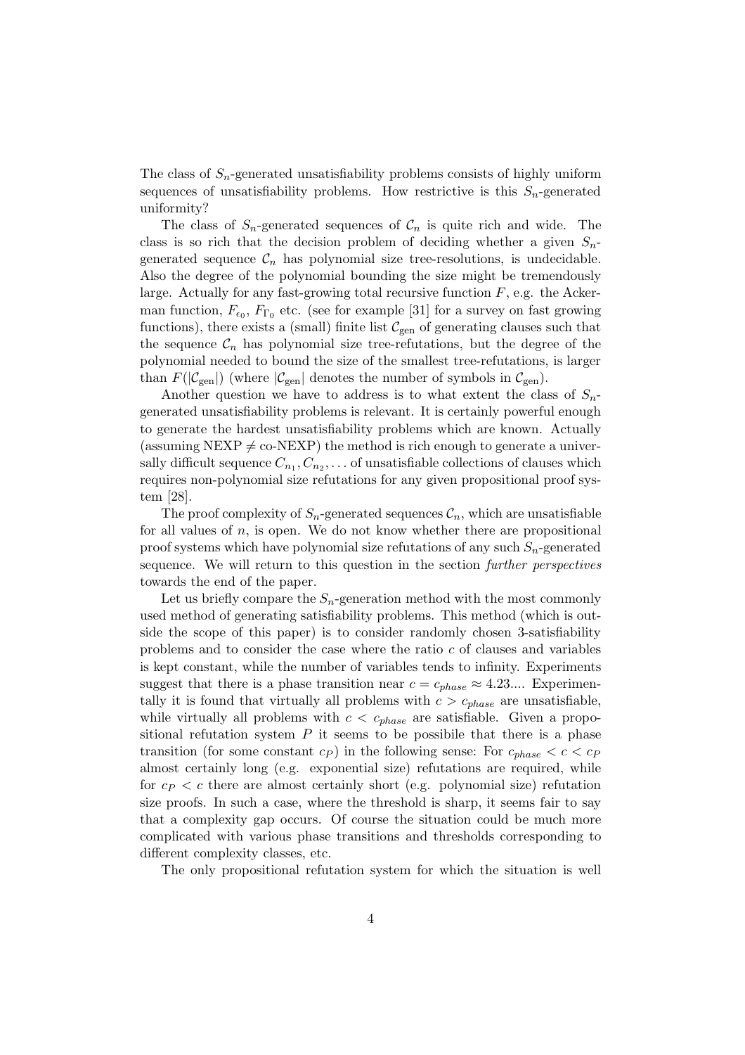The class of $S_n$-generated unsatisfiability problems consists of highly uniform sequences of unsatisfiability problems. How restrictive is this $S_n$-generated uniformity?

The class of $S_n$-generated sequences of $\mathcal{C}_n$ is quite rich and wide. The class is so rich that the decision problem of deciding whether a given $S_n$-generated sequence $\mathcal{C}_n$ has polynomial size tree-resolutions, is undecidable. Also the degree of the polynomial bounding the size might be tremendously large. Actually for any fast-growing total recursive function $F$, e.g. the Ackerman function, $F_{\epsilon_0}$, $F_{\Gamma_0}$ etc. (see for example [31] for a survey on fast growing functions), there exists a (small) finite list $\mathcal{C}_{\text{gen}}$ of generating clauses such that the sequence $\mathcal{C}_n$ has polynomial size tree-refutations, but the degree of the polynomial needed to bound the size of the smallest tree-refutations, is larger than $F(|\mathcal{C}_{\text{gen}}|)$ (where $|\mathcal{C}_{\text{gen}}|$ denotes the number of symbols in $\mathcal{C}_{\text{gen}}$).

Another question we have to address is to what extent the class of $S_n$-generated unsatisfiability problems is relevant. It is certainly powerful enough to generate the hardest unsatisfiability problems which are known. Actually (assuming NEXP $\neq$ co-NEXP) the method is rich enough to generate a universally difficult sequence $C_{n_1}, C_{n_2}, \ldots$ of unsatisfiable collections of clauses which requires non-polynomial size refutations for any given propositional proof system [28].

The proof complexity of $S_n$-generated sequences $\mathcal{C}_n$, which are unsatisfiable for all values of $n$, is open. We do not know whether there are propositional proof systems which have polynomial size refutations of any such $S_n$-generated sequence. We will return to this question in the section *further perspectives* towards the end of the paper.

Let us briefly compare the $S_n$-generation method with the most commonly used method of generating satisfiability problems. This method (which is outside the scope of this paper) is to consider randomly chosen 3-satisfiability problems and to consider the case where the ratio $c$ of clauses and variables is kept constant, while the number of variables tends to infinity. Experiments suggest that there is a phase transition near $c = c_{phase} \approx 4.23....$ Experimentally it is found that virtually all problems with $c > c_{phase}$ are unsatisfiable, while virtually all problems with $c < c_{phase}$ are satisfiable. Given a propositional refutation system $P$ it seems to be possibile that there is a phase transition (for some constant $c_P$) in the following sense: For $c_{phase} < c < c_P$ almost certainly long (e.g. exponential size) refutations are required, while for $c_P < c$ there are almost certainly short (e.g. polynomial size) refutation size proofs. In such a case, where the threshold is sharp, it seems fair to say that a complexity gap occurs. Of course the situation could be much more complicated with various phase transitions and thresholds corresponding to different complexity classes, etc.

The only propositional refutation system for which the situation is well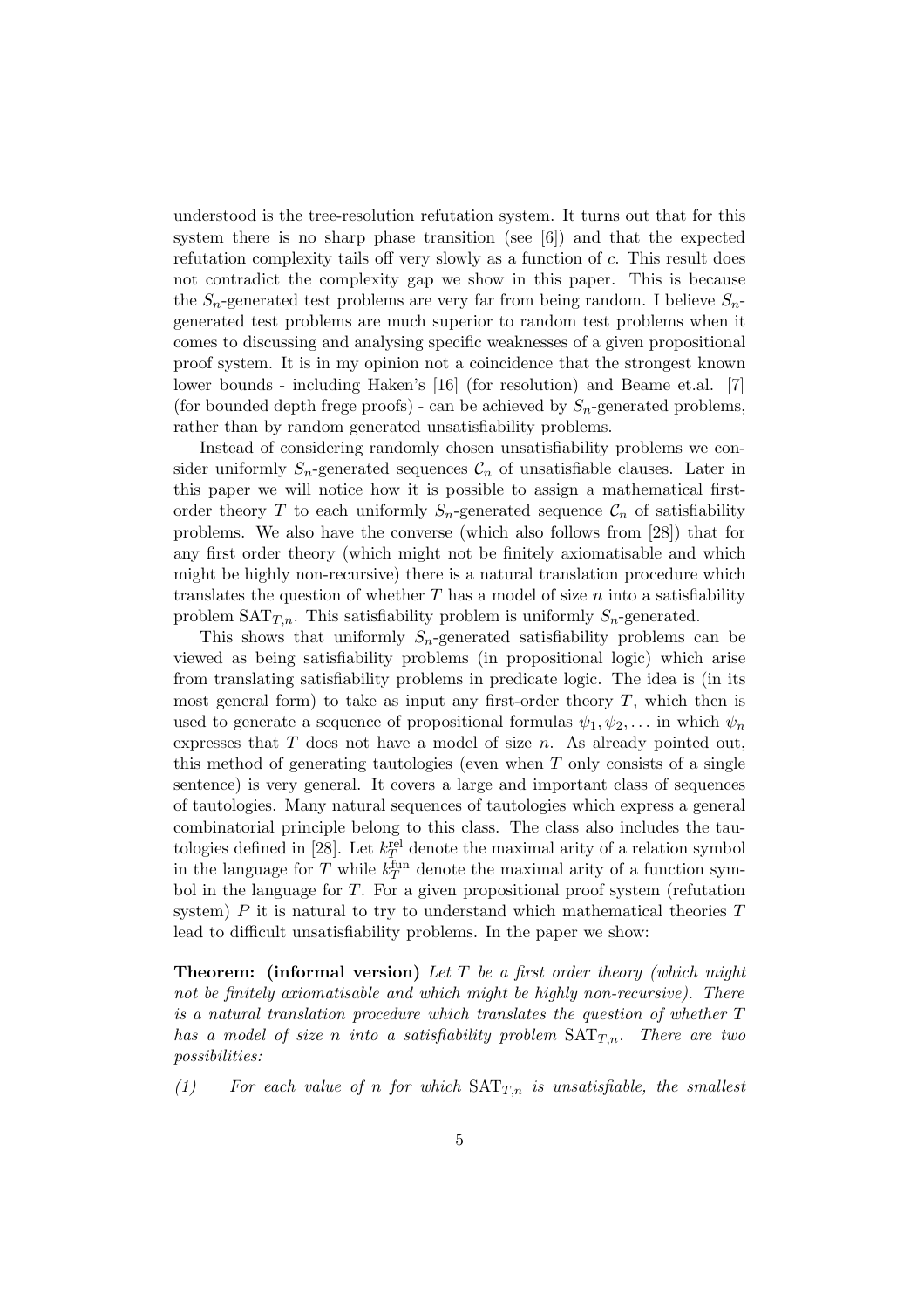understood is the tree-resolution refutation system. It turns out that for this system there is no sharp phase transition (see [6]) and that the expected refutation complexity tails off very slowly as a function of $c$. This result does not contradict the complexity gap we show in this paper. This is because the $S_n$-generated test problems are very far from being random. I believe $S_n$-generated test problems are much superior to random test problems when it comes to discussing and analysing specific weaknesses of a given propositional proof system. It is in my opinion not a coincidence that the strongest known lower bounds - including Haken's [16] (for resolution) and Beame et.al. [7] (for bounded depth frege proofs) - can be achieved by $S_n$-generated problems, rather than by random generated unsatisfiability problems.

Instead of considering randomly chosen unsatisfiability problems we consider uniformly $S_n$-generated sequences $\mathcal{C}_n$ of unsatisfiable clauses. Later in this paper we will notice how it is possible to assign a mathematical first-order theory $T$ to each uniformly $S_n$-generated sequence $\mathcal{C}_n$ of satisfiability problems. We also have the converse (which also follows from [28]) that for any first order theory (which might not be finitely axiomatisable and which might be highly non-recursive) there is a natural translation procedure which translates the question of whether $T$ has a model of size $n$ into a satisfiability problem $\mathrm{SAT}_{T,n}$. This satisfiability problem is uniformly $S_n$-generated.

This shows that uniformly $S_n$-generated satisfiability problems can be viewed as being satisfiability problems (in propositional logic) which arise from translating satisfiability problems in predicate logic. The idea is (in its most general form) to take as input any first-order theory $T$, which then is used to generate a sequence of propositional formulas $\psi_1, \psi_2, \ldots$ in which $\psi_n$ expresses that $T$ does not have a model of size $n$. As already pointed out, this method of generating tautologies (even when $T$ only consists of a single sentence) is very general. It covers a large and important class of sequences of tautologies. Many natural sequences of tautologies which express a general combinatorial principle belong to this class. The class also includes the tautologies defined in [28]. Let $k_T^{\mathrm{rel}}$ denote the maximal arity of a relation symbol in the language for $T$ while $k_T^{\mathrm{fun}}$ denote the maximal arity of a function symbol in the language for $T$. For a given propositional proof system (refutation system) $P$ it is natural to try to understand which mathematical theories $T$ lead to difficult unsatisfiability problems. In the paper we show:

**Theorem: (informal version)** *Let $T$ be a first order theory (which might not be finitely axiomatisable and which might be highly non-recursive). There is a natural translation procedure which translates the question of whether $T$ has a model of size $n$ into a satisfiability problem $\mathrm{SAT}_{T,n}$. There are two possibilities:*

*(1) For each value of $n$ for which $\mathrm{SAT}_{T,n}$ is unsatisfiable, the smallest*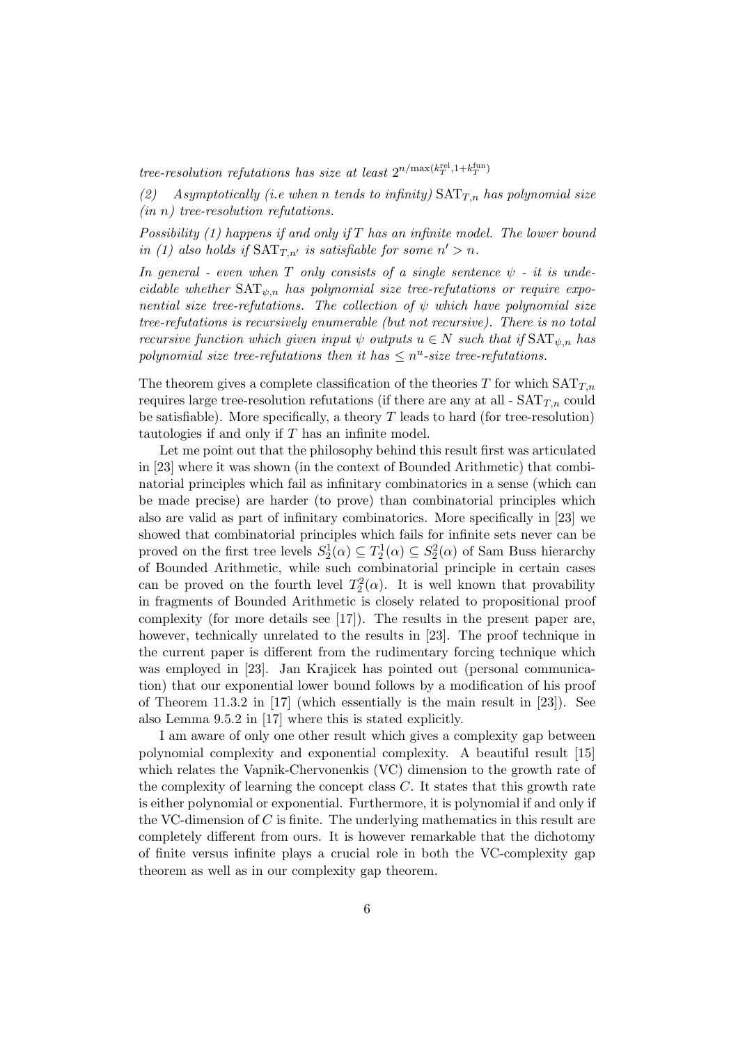*tree-resolution refutations has size at least $2^{n/\max(k_T^{\rm rel},1+k_T^{\rm fun})}$*

*(2) Asymptotically (i.e when n tends to infinity) $\mathrm{SAT}_{T,n}$ has polynomial size (in n) tree-resolution refutations.*

*Possibility (1) happens if and only if T has an infinite model. The lower bound in (1) also holds if $\mathrm{SAT}_{T,n'}$ is satisfiable for some $n' > n$.*

*In general - even when T only consists of a single sentence $\psi$ - it is undecidable whether $\mathrm{SAT}_{\psi,n}$ has polynomial size tree-refutations or require exponential size tree-refutations. The collection of $\psi$ which have polynomial size tree-refutations is recursively enumerable (but not recursive). There is no total recursive function which given input $\psi$ outputs $u \in N$ such that if $\mathrm{SAT}_{\psi,n}$ has polynomial size tree-refutations then it has $\leq n^u$-size tree-refutations.*

The theorem gives a complete classification of the theories $T$ for which $\mathrm{SAT}_{T,n}$ requires large tree-resolution refutations (if there are any at all - $\mathrm{SAT}_{T,n}$ could be satisfiable). More specifically, a theory $T$ leads to hard (for tree-resolution) tautologies if and only if $T$ has an infinite model.

Let me point out that the philosophy behind this result first was articulated in [23] where it was shown (in the context of Bounded Arithmetic) that combinatorial principles which fail as infinitary combinatorics in a sense (which can be made precise) are harder (to prove) than combinatorial principles which also are valid as part of infinitary combinatorics. More specifically in [23] we showed that combinatorial principles which fails for infinite sets never can be proved on the first tree levels $S_2^1(\alpha) \subseteq T_2^1(\alpha) \subseteq S_2^2(\alpha)$ of Sam Buss hierarchy of Bounded Arithmetic, while such combinatorial principle in certain cases can be proved on the fourth level $T_2^2(\alpha)$. It is well known that provability in fragments of Bounded Arithmetic is closely related to propositional proof complexity (for more details see [17]). The results in the present paper are, however, technically unrelated to the results in [23]. The proof technique in the current paper is different from the rudimentary forcing technique which was employed in [23]. Jan Krajicek has pointed out (personal communication) that our exponential lower bound follows by a modification of his proof of Theorem 11.3.2 in [17] (which essentially is the main result in [23]). See also Lemma 9.5.2 in [17] where this is stated explicitly.

I am aware of only one other result which gives a complexity gap between polynomial complexity and exponential complexity. A beautiful result [15] which relates the Vapnik-Chervonenkis (VC) dimension to the growth rate of the complexity of learning the concept class $C$. It states that this growth rate is either polynomial or exponential. Furthermore, it is polynomial if and only if the VC-dimension of $C$ is finite. The underlying mathematics in this result are completely different from ours. It is however remarkable that the dichotomy of finite versus infinite plays a crucial role in both the VC-complexity gap theorem as well as in our complexity gap theorem.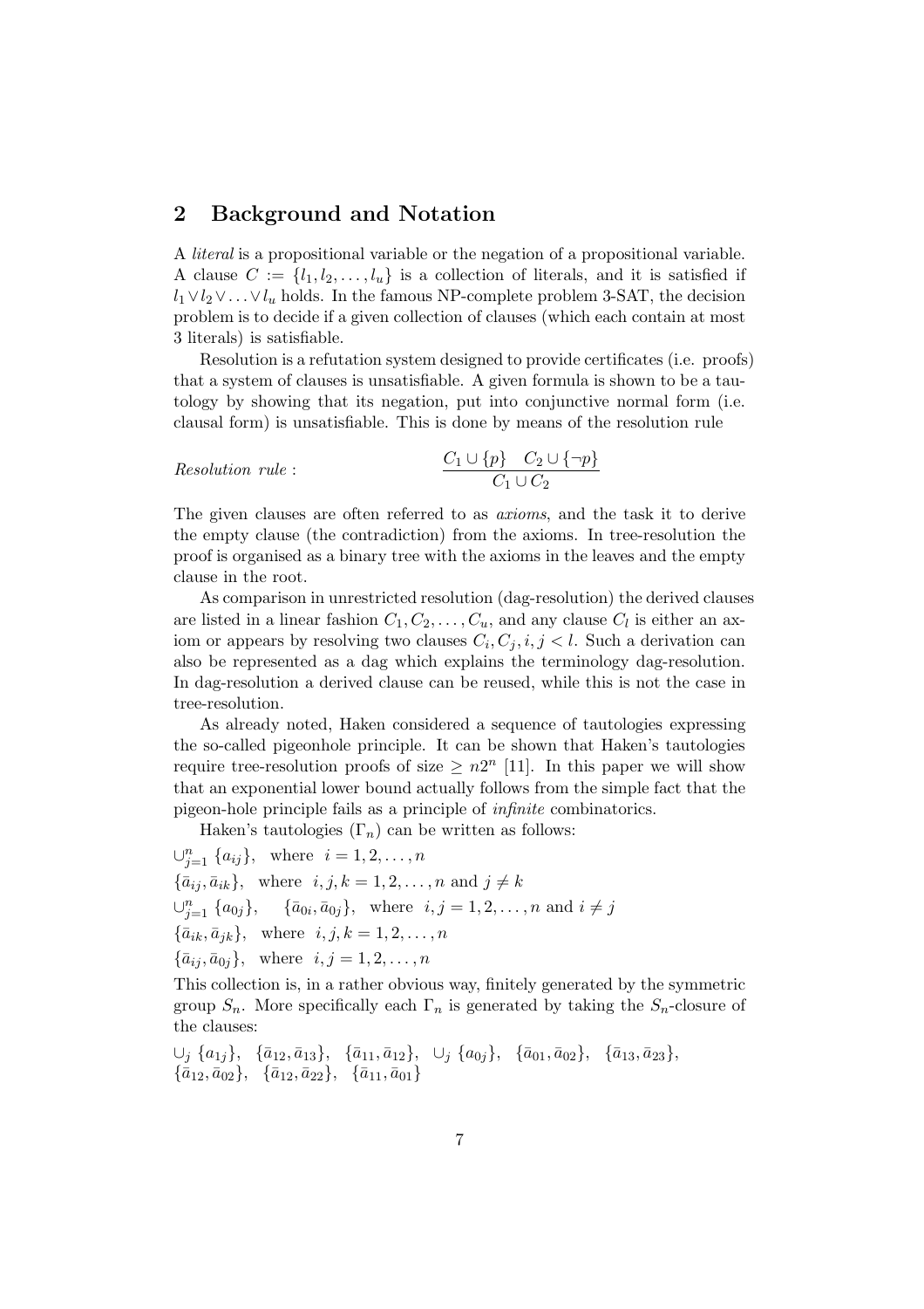## 2 Background and Notation

A *literal* is a propositional variable or the negation of a propositional variable. A clause $C := \{l_1, l_2, \ldots, l_u\}$ is a collection of literals, and it is satisfied if $l_1 \vee l_2 \vee \ldots \vee l_u$ holds. In the famous NP-complete problem 3-SAT, the decision problem is to decide if a given collection of clauses (which each contain at most 3 literals) is satisfiable.

Resolution is a refutation system designed to provide certificates (i.e. proofs) that a system of clauses is unsatisfiable. A given formula is shown to be a tautology by showing that its negation, put into conjunctive normal form (i.e. clausal form) is unsatisfiable. This is done by means of the resolution rule

$$\textit{Resolution rule}: \qquad \frac{C_1 \cup \{p\} \quad C_2 \cup \{\neg p\}}{C_1 \cup C_2}$$

The given clauses are often referred to as *axioms*, and the task it to derive the empty clause (the contradiction) from the axioms. In tree-resolution the proof is organised as a binary tree with the axioms in the leaves and the empty clause in the root.

As comparison in unrestricted resolution (dag-resolution) the derived clauses are listed in a linear fashion $C_1, C_2, \ldots, C_u$, and any clause $C_l$ is either an axiom or appears by resolving two clauses $C_i, C_j, i, j < l$. Such a derivation can also be represented as a dag which explains the terminology dag-resolution. In dag-resolution a derived clause can be reused, while this is not the case in tree-resolution.

As already noted, Haken considered a sequence of tautologies expressing the so-called pigeonhole principle. It can be shown that Haken's tautologies require tree-resolution proofs of size $\geq n2^n$ [11]. In this paper we will show that an exponential lower bound actually follows from the simple fact that the pigeon-hole principle fails as a principle of *infinite* combinatorics.

Haken's tautologies ($\Gamma_n$) can be written as follows:

$\cup_{j=1}^{n} \{a_{ij}\}$, where $i = 1, 2, \ldots, n$

$\{\bar{a}_{ij}, \bar{a}_{ik}\}$, where $i, j, k = 1, 2, \ldots, n$ and $j \neq k$

$\cup_{j=1}^{n} \{a_{0j}\}$, $\quad \{\bar{a}_{0i}, \bar{a}_{0j}\}$, where $i, j = 1, 2, \ldots, n$ and $i \neq j$

$\{\bar{a}_{ik}, \bar{a}_{jk}\}$, where $i, j, k = 1, 2, \ldots, n$

$\{\bar{a}_{ij}, \bar{a}_{0j}\}$, where $i, j = 1, 2, \ldots, n$

This collection is, in a rather obvious way, finitely generated by the symmetric group $S_n$. More specifically each $\Gamma_n$ is generated by taking the $S_n$-closure of the clauses:

$\cup_j \{a_{1j}\}$, $\{\bar{a}_{12}, \bar{a}_{13}\}$, $\{\bar{a}_{11}, \bar{a}_{12}\}$, $\cup_j \{a_{0j}\}$, $\{\bar{a}_{01}, \bar{a}_{02}\}$, $\{\bar{a}_{13}, \bar{a}_{23}\}$, $\{\bar{a}_{12}, \bar{a}_{02}\}$, $\{\bar{a}_{12}, \bar{a}_{22}\}$, $\{\bar{a}_{11}, \bar{a}_{01}\}$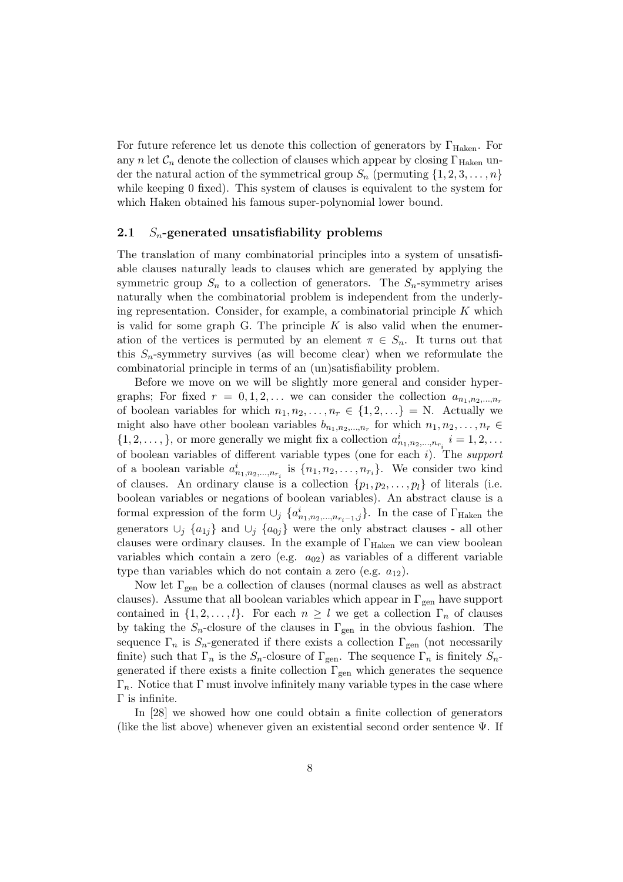For future reference let us denote this collection of generators by $\Gamma_{\text{Haken}}$. For any $n$ let $\mathcal{C}_n$ denote the collection of clauses which appear by closing $\Gamma_{\text{Haken}}$ under the natural action of the symmetrical group $S_n$ (permuting $\{1, 2, 3, \ldots, n\}$ while keeping 0 fixed). This system of clauses is equivalent to the system for which Haken obtained his famous super-polynomial lower bound.

### 2.1 $S_n$-generated unsatisfiability problems

The translation of many combinatorial principles into a system of unsatisfiable clauses naturally leads to clauses which are generated by applying the symmetric group $S_n$ to a collection of generators. The $S_n$-symmetry arises naturally when the combinatorial problem is independent from the underlying representation. Consider, for example, a combinatorial principle $K$ which is valid for some graph G. The principle $K$ is also valid when the enumeration of the vertices is permuted by an element $\pi \in S_n$. It turns out that this $S_n$-symmetry survives (as will become clear) when we reformulate the combinatorial principle in terms of an (un)satisfiability problem.

Before we move on we will be slightly more general and consider hypergraphs; For fixed $r = 0, 1, 2, \ldots$ we can consider the collection $a_{n_1,n_2,\ldots,n_r}$ of boolean variables for which $n_1, n_2, \ldots, n_r \in \{1, 2, \ldots\} = \mathrm{N}$. Actually we might also have other boolean variables $b_{n_1,n_2,\ldots,n_r}$ for which $n_1, n_2, \ldots, n_r \in \{1, 2, \ldots, \}$, or more generally we might fix a collection $a^i_{n_1,n_2,\ldots,n_{r_i}}$ $i = 1, 2, \ldots$ of boolean variables of different variable types (one for each $i$). The *support* of a boolean variable $a^i_{n_1,n_2,\ldots,n_{r_i}}$ is $\{n_1, n_2, \ldots, n_{r_i}\}$. We consider two kind of clauses. An ordinary clause is a collection $\{p_1, p_2, \ldots, p_l\}$ of literals (i.e. boolean variables or negations of boolean variables). An abstract clause is a formal expression of the form $\cup_j \{a^i_{n_1,n_2,\ldots,n_{r_i-1},j}\}$. In the case of $\Gamma_{\text{Haken}}$ the generators $\cup_j \{a_{1j}\}$ and $\cup_j \{a_{0j}\}$ were the only abstract clauses - all other clauses were ordinary clauses. In the example of $\Gamma_{\text{Haken}}$ we can view boolean variables which contain a zero (e.g. $a_{02}$) as variables of a different variable type than variables which do not contain a zero (e.g. $a_{12}$).

Now let $\Gamma_{\text{gen}}$ be a collection of clauses (normal clauses as well as abstract clauses). Assume that all boolean variables which appear in $\Gamma_{\text{gen}}$ have support contained in $\{1, 2, \ldots, l\}$. For each $n \geq l$ we get a collection $\Gamma_n$ of clauses by taking the $S_n$-closure of the clauses in $\Gamma_{\text{gen}}$ in the obvious fashion. The sequence $\Gamma_n$ is $S_n$-generated if there exists a collection $\Gamma_{\text{gen}}$ (not necessarily finite) such that $\Gamma_n$ is the $S_n$-closure of $\Gamma_{\text{gen}}$. The sequence $\Gamma_n$ is finitely $S_n$-generated if there exists a finite collection $\Gamma_{\text{gen}}$ which generates the sequence $\Gamma_n$. Notice that $\Gamma$ must involve infinitely many variable types in the case where $\Gamma$ is infinite.

In [28] we showed how one could obtain a finite collection of generators (like the list above) whenever given an existential second order sentence $\Psi$. If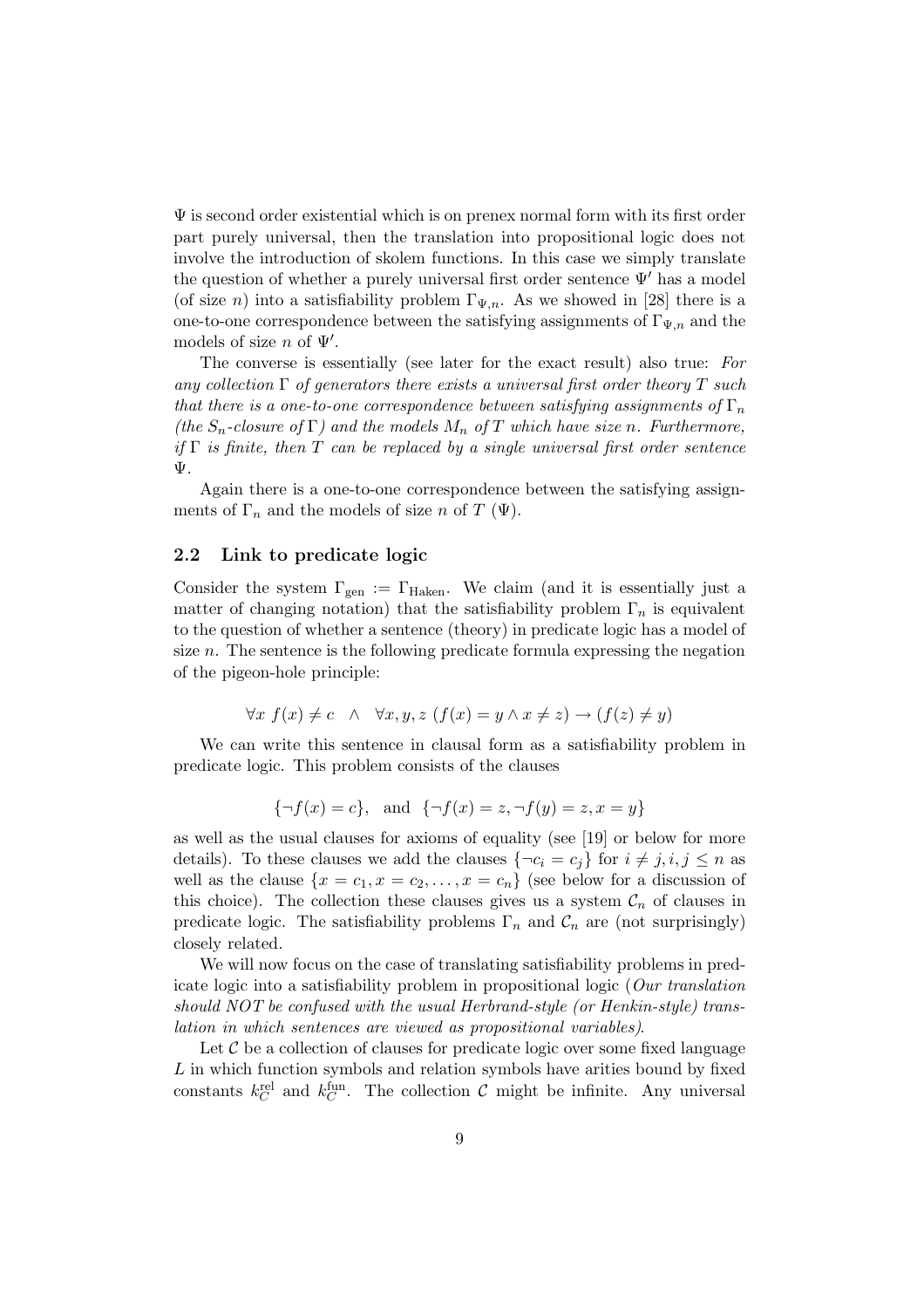$\Psi$ is second order existential which is on prenex normal form with its first order part purely universal, then the translation into propositional logic does not involve the introduction of skolem functions. In this case we simply translate the question of whether a purely universal first order sentence $\Psi'$ has a model (of size $n$) into a satisfiability problem $\Gamma_{\Psi,n}$. As we showed in [28] there is a one-to-one correspondence between the satisfying assignments of $\Gamma_{\Psi,n}$ and the models of size $n$ of $\Psi'$.

The converse is essentially (see later for the exact result) also true: *For any collection $\Gamma$ of generators there exists a universal first order theory $T$ such that there is a one-to-one correspondence between satisfying assignments of $\Gamma_n$ (the $S_n$-closure of $\Gamma$) and the models $M_n$ of $T$ which have size $n$. Furthermore, if $\Gamma$ is finite, then $T$ can be replaced by a single universal first order sentence $\Psi$.*

Again there is a one-to-one correspondence between the satisfying assignments of $\Gamma_n$ and the models of size $n$ of $T$ ($\Psi$).

### 2.2 Link to predicate logic

Consider the system $\Gamma_{\text{gen}} := \Gamma_{\text{Haken}}$. We claim (and it is essentially just a matter of changing notation) that the satisfiability problem $\Gamma_n$ is equivalent to the question of whether a sentence (theory) in predicate logic has a model of size $n$. The sentence is the following predicate formula expressing the negation of the pigeon-hole principle:

$$\forall x \; f(x) \neq c \quad \wedge \quad \forall x, y, z \; (f(x) = y \wedge x \neq z) \rightarrow (f(z) \neq y)$$

We can write this sentence in clausal form as a satisfiability problem in predicate logic. This problem consists of the clauses

$$\{\neg f(x) = c\}, \quad \text{and} \quad \{\neg f(x) = z, \neg f(y) = z, x = y\}$$

as well as the usual clauses for axioms of equality (see [19] or below for more details). To these clauses we add the clauses $\{\neg c_i = c_j\}$ for $i \neq j, i, j \leq n$ as well as the clause $\{x = c_1, x = c_2, \ldots, x = c_n\}$ (see below for a discussion of this choice). The collection these clauses gives us a system $\mathcal{C}_n$ of clauses in predicate logic. The satisfiability problems $\Gamma_n$ and $\mathcal{C}_n$ are (not surprisingly) closely related.

We will now focus on the case of translating satisfiability problems in predicate logic into a satisfiability problem in propositional logic (*Our translation should NOT be confused with the usual Herbrand-style (or Henkin-style) translation in which sentences are viewed as propositional variables).*

Let $\mathcal{C}$ be a collection of clauses for predicate logic over some fixed language $L$ in which function symbols and relation symbols have arities bound by fixed constants $k_C^{\text{rel}}$ and $k_C^{\text{fun}}$. The collection $\mathcal{C}$ might be infinite. Any universal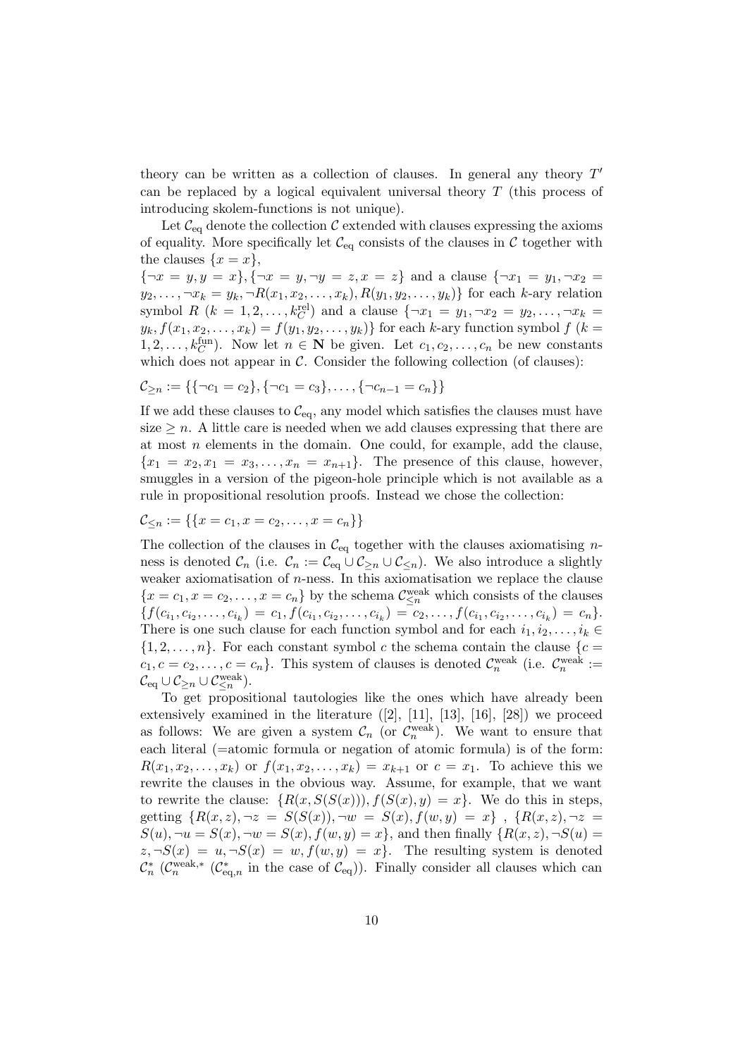theory can be written as a collection of clauses. In general any theory $T'$ can be replaced by a logical equivalent universal theory $T$ (this process of introducing skolem-functions is not unique).

Let $\mathcal{C}_{\rm eq}$ denote the collection $\mathcal{C}$ extended with clauses expressing the axioms of equality. More specifically let $\mathcal{C}_{\rm eq}$ consists of the clauses in $\mathcal{C}$ together with the clauses $\{x = x\}$,
$\{\neg x = y, y = x\}, \{\neg x = y, \neg y = z, x = z\}$ and a clause $\{\neg x_1 = y_1, \neg x_2 = y_2, \ldots, \neg x_k = y_k, \neg R(x_1, x_2, \ldots, x_k), R(y_1, y_2, \ldots, y_k)\}$ for each $k$-ary relation symbol $R$ ($k = 1, 2, \ldots, k_{C}^{\rm rel}$) and a clause $\{\neg x_1 = y_1, \neg x_2 = y_2, \ldots, \neg x_k = y_k, f(x_1, x_2, \ldots, x_k) = f(y_1, y_2, \ldots, y_k)\}$ for each $k$-ary function symbol $f$ ($k = 1, 2, \ldots, k_{C}^{\rm fun}$). Now let $n \in \mathbf{N}$ be given. Let $c_1, c_2, \ldots, c_n$ be new constants which does not appear in $\mathcal{C}$. Consider the following collection (of clauses):

$$\mathcal{C}_{\geq n} := \{\{\neg c_1 = c_2\}, \{\neg c_1 = c_3\}, \ldots, \{\neg c_{n-1} = c_n\}\}$$

If we add these clauses to $\mathcal{C}_{\rm eq}$, any model which satisfies the clauses must have size $\geq n$. A little care is needed when we add clauses expressing that there are at most $n$ elements in the domain. One could, for example, add the clause, $\{x_1 = x_2, x_1 = x_3, \ldots, x_n = x_{n+1}\}$. The presence of this clause, however, smuggles in a version of the pigeon-hole principle which is not available as a rule in propositional resolution proofs. Instead we chose the collection:

$$\mathcal{C}_{\leq n} := \{\{x = c_1, x = c_2, \ldots, x = c_n\}\}$$

The collection of the clauses in $\mathcal{C}_{\rm eq}$ together with the clauses axiomatising $n$-ness is denoted $\mathcal{C}_n$ (i.e. $\mathcal{C}_n := \mathcal{C}_{\rm eq} \cup \mathcal{C}_{\geq n} \cup \mathcal{C}_{\leq n}$). We also introduce a slightly weaker axiomatisation of $n$-ness. In this axiomatisation we replace the clause $\{x = c_1, x = c_2, \ldots, x = c_n\}$ by the schema $\mathcal{C}_{\leq n}^{\rm weak}$ which consists of the clauses $\{f(c_{i_1}, c_{i_2}, \ldots, c_{i_k}) = c_1, f(c_{i_1}, c_{i_2}, \ldots, c_{i_k}) = c_2, \ldots, f(c_{i_1}, c_{i_2}, \ldots, c_{i_k}) = c_n\}$. There is one such clause for each function symbol and for each $i_1, i_2, \ldots, i_k \in \{1, 2, \ldots, n\}$. For each constant symbol $c$ the schema contain the clause $\{c = c_1, c = c_2, \ldots, c = c_n\}$. This system of clauses is denoted $\mathcal{C}_n^{\rm weak}$ (i.e. $\mathcal{C}_n^{\rm weak} := \mathcal{C}_{\rm eq} \cup \mathcal{C}_{\geq n} \cup \mathcal{C}_{\leq n}^{\rm weak}$).

To get propositional tautologies like the ones which have already been extensively examined in the literature ([2], [11], [13], [16], [28]) we proceed as follows: We are given a system $\mathcal{C}_n$ (or $\mathcal{C}_n^{\rm weak}$). We want to ensure that each literal (=atomic formula or negation of atomic formula) is of the form: $R(x_1, x_2, \ldots, x_k)$ or $f(x_1, x_2, \ldots, x_k) = x_{k+1}$ or $c = x_1$. To achieve this we rewrite the clauses in the obvious way. Assume, for example, that we want to rewrite the clause: $\{R(x, S(S(x))), f(S(x), y) = x\}$. We do this in steps, getting $\{R(x, z), \neg z = S(S(x)), \neg w = S(x), f(w, y) = x\}$ , $\{R(x, z), \neg z = S(u), \neg u = S(x), \neg w = S(x), f(w, y) = x\}$, and then finally $\{R(x, z), \neg S(u) = z, \neg S(x) = u, \neg S(x) = w, f(w, y) = x\}$. The resulting system is denoted $\mathcal{C}_n^*$ ($\mathcal{C}_n^{\rm weak,*}$ ($\mathcal{C}_{{\rm eq},n}^*$ in the case of $\mathcal{C}_{\rm eq}$)). Finally consider all clauses which can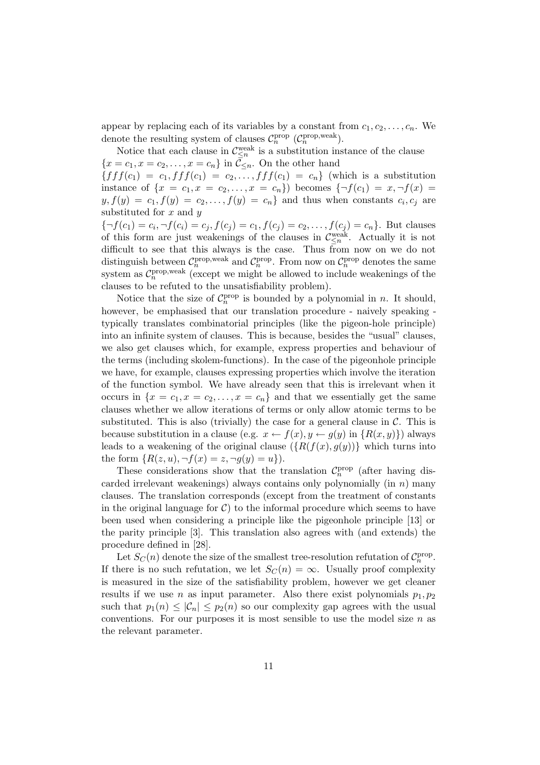appear by replacing each of its variables by a constant from $c_1, c_2, \dots, c_n$. We denote the resulting system of clauses $\mathcal{C}_n^{\text{prop}}$ ($\mathcal{C}_n^{\text{prop,weak}}$).

Notice that each clause in $\mathcal{C}_{\leq n}^{\text{weak}}$ is a substitution instance of the clause $\{x = c_1, x = c_2, \dots, x = c_n\}$ in $\mathcal{C}_{\leq n}$. On the other hand $\{fff(c_1) = c_1, fff(c_1) = c_2, \dots, fff(c_1) = c_n\}$ (which is a substitution instance of $\{x = c_1, x = c_2, \dots, x = c_n\}$) becomes $\{\neg f(c_1) = x, \neg f(x) = y, f(y) = c_1, f(y) = c_2, \dots, f(y) = c_n\}$ and thus when constants $c_i, c_j$ are substituted for $x$ and $y$ $\{\neg f(c_1) = c_i, \neg f(c_i) = c_j, f(c_j) = c_1, f(c_j) = c_2, \dots, f(c_j) = c_n\}$. But clauses of this form are just weakenings of the clauses in $\mathcal{C}_{\leq n}^{\text{weak}}$. Actually it is not difficult to see that this always is the case. Thus from now on we do not distinguish between $\mathcal{C}_n^{\text{prop,weak}}$ and $\mathcal{C}_n^{\text{prop}}$. From now on $\mathcal{C}_n^{\text{prop}}$ denotes the same system as $\mathcal{C}_n^{\text{prop,weak}}$ (except we might be allowed to include weakenings of the clauses to be refuted to the unsatisfiability problem).

Notice that the size of $\mathcal{C}_n^{\text{prop}}$ is bounded by a polynomial in $n$. It should, however, be emphasised that our translation procedure - naively speaking - typically translates combinatorial principles (like the pigeon-hole principle) into an infinite system of clauses. This is because, besides the "usual" clauses, we also get clauses which, for example, express properties and behaviour of the terms (including skolem-functions). In the case of the pigeonhole principle we have, for example, clauses expressing properties which involve the iteration of the function symbol. We have already seen that this is irrelevant when it occurs in $\{x = c_1, x = c_2, \dots, x = c_n\}$ and that we essentially get the same clauses whether we allow iterations of terms or only allow atomic terms to be substituted. This is also (trivially) the case for a general clause in $\mathcal{C}$. This is because substitution in a clause (e.g. $x \leftarrow f(x), y \leftarrow g(y)$ in $\{R(x, y)\}$) always leads to a weakening of the original clause ($\{R(f(x), g(y))\}$ which turns into the form $\{R(z, u), \neg f(x) = z, \neg g(y) = u\}$).

These considerations show that the translation $\mathcal{C}_n^{\text{prop}}$ (after having discarded irrelevant weakenings) always contains only polynomially (in $n$) many clauses. The translation corresponds (except from the treatment of constants in the original language for $\mathcal{C}$) to the informal procedure which seems to have been used when considering a principle like the pigeonhole principle [13] or the parity principle [3]. This translation also agrees with (and extends) the procedure defined in [28].

Let $S_C(n)$ denote the size of the smallest tree-resolution refutation of $\mathcal{C}_n^{\text{prop}}$. If there is no such refutation, we let $S_C(n) = \infty$. Usually proof complexity is measured in the size of the satisfiability problem, however we get cleaner results if we use $n$ as input parameter. Also there exist polynomials $p_1, p_2$ such that $p_1(n) \leq |\mathcal{C}_n| \leq p_2(n)$ so our complexity gap agrees with the usual conventions. For our purposes it is most sensible to use the model size $n$ as the relevant parameter.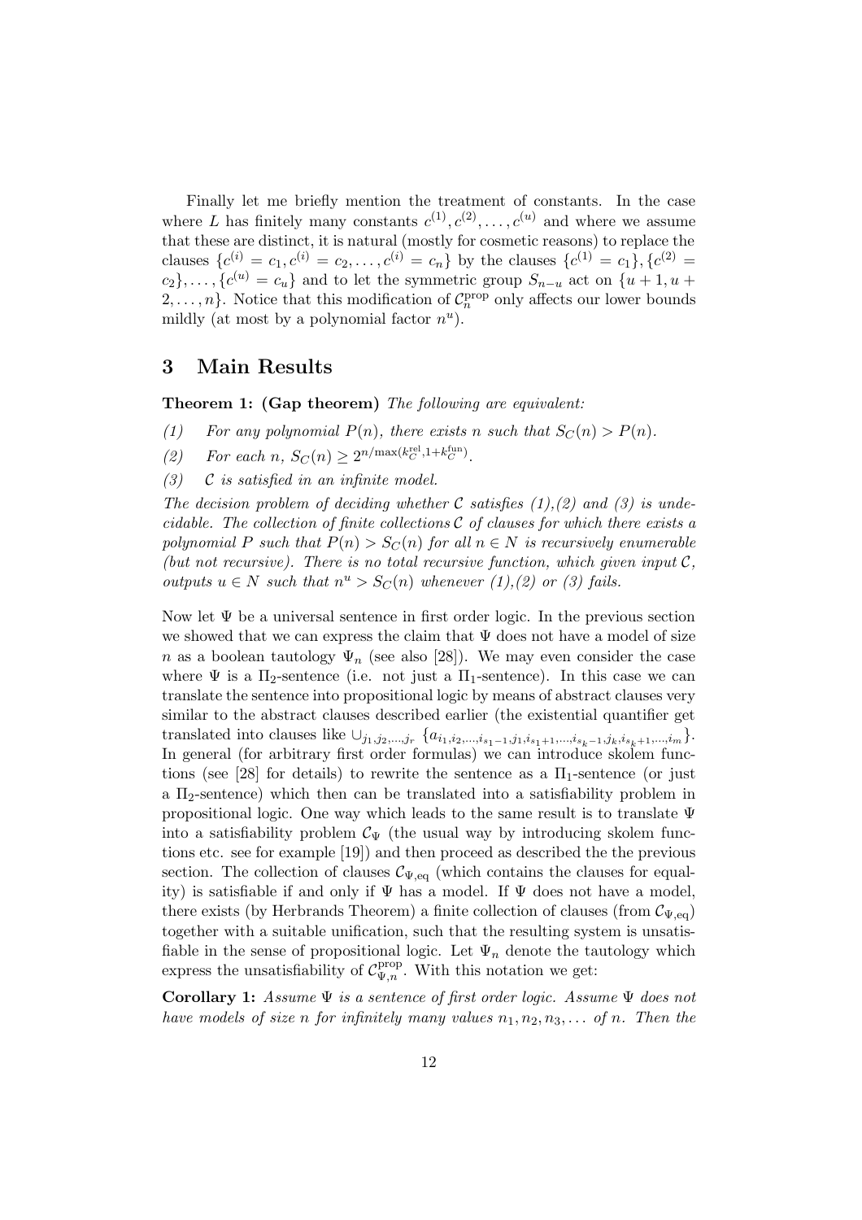Finally let me briefly mention the treatment of constants. In the case where $L$ has finitely many constants $c^{(1)}, c^{(2)}, \ldots, c^{(u)}$ and where we assume that these are distinct, it is natural (mostly for cosmetic reasons) to replace the clauses $\{c^{(i)} = c_1, c^{(i)} = c_2, \ldots, c^{(i)} = c_n\}$ by the clauses $\{c^{(1)} = c_1\}, \{c^{(2)} = c_2\}, \ldots, \{c^{(u)} = c_u\}$ and to let the symmetric group $S_{n-u}$ act on $\{u+1, u+2, \ldots, n\}$. Notice that this modification of $\mathcal{C}_n^{\text{prop}}$ only affects our lower bounds mildly (at most by a polynomial factor $n^u$).

## 3 Main Results

**Theorem 1: (Gap theorem)** *The following are equivalent:*

*(1) For any polynomial $P(n)$, there exists $n$ such that $S_C(n) > P(n)$.*

*(2) For each $n$, $S_C(n) \geq 2^{n/\max(k_C^{\text{rel}}, 1+k_C^{\text{fun}})}$.*

*(3) $\mathcal{C}$ is satisfied in an infinite model.*

*The decision problem of deciding whether $\mathcal{C}$ satisfies (1),(2) and (3) is undecidable. The collection of finite collections $\mathcal{C}$ of clauses for which there exists a polynomial $P$ such that $P(n) > S_C(n)$ for all $n \in N$ is recursively enumerable (but not recursive). There is no total recursive function, which given input $\mathcal{C}$, outputs $u \in N$ such that $n^u > S_C(n)$ whenever (1),(2) or (3) fails.*

Now let $\Psi$ be a universal sentence in first order logic. In the previous section we showed that we can express the claim that $\Psi$ does not have a model of size $n$ as a boolean tautology $\Psi_n$ (see also [28]). We may even consider the case where $\Psi$ is a $\Pi_2$-sentence (i.e. not just a $\Pi_1$-sentence). In this case we can translate the sentence into propositional logic by means of abstract clauses very similar to the abstract clauses described earlier (the existential quantifier get translated into clauses like $\cup_{j_1,j_2,\ldots,j_r} \{a_{i_1,i_2,\ldots,i_{s_1-1},j_1,i_{s_1+1},\ldots,i_{s_k-1},j_k,i_{s_k+1},\ldots,i_m}\}$. In general (for arbitrary first order formulas) we can introduce skolem functions (see [28] for details) to rewrite the sentence as a $\Pi_1$-sentence (or just a $\Pi_2$-sentence) which then can be translated into a satisfiability problem in propositional logic. One way which leads to the same result is to translate $\Psi$ into a satisfiability problem $\mathcal{C}_\Psi$ (the usual way by introducing skolem functions etc. see for example [19]) and then proceed as described the the previous section. The collection of clauses $\mathcal{C}_{\Psi,\text{eq}}$ (which contains the clauses for equality) is satisfiable if and only if $\Psi$ has a model. If $\Psi$ does not have a model, there exists (by Herbrands Theorem) a finite collection of clauses (from $\mathcal{C}_{\Psi,\text{eq}}$) together with a suitable unification, such that the resulting system is unsatisfiable in the sense of propositional logic. Let $\Psi_n$ denote the tautology which express the unsatisfiability of $\mathcal{C}_{\Psi,n}^{\text{prop}}$. With this notation we get:

**Corollary 1:** *Assume $\Psi$ is a sentence of first order logic. Assume $\Psi$ does not have models of size $n$ for infinitely many values $n_1, n_2, n_3, \ldots$ of $n$. Then the*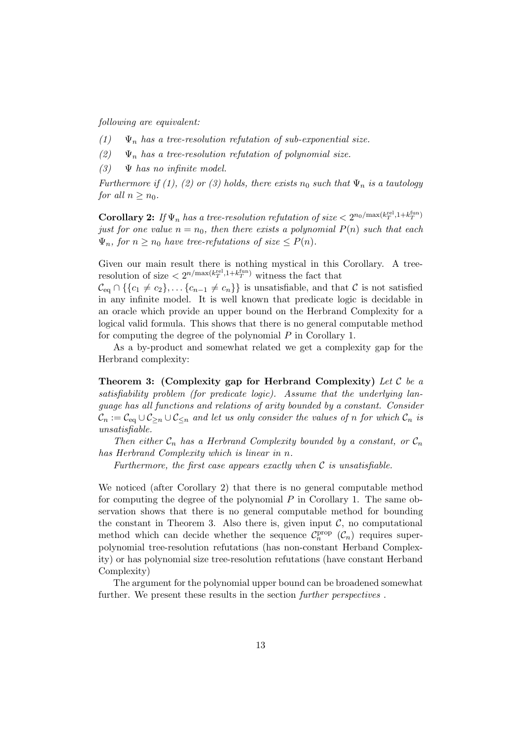*following are equivalent:*

*(1)* $\Psi_n$ *has a tree-resolution refutation of sub-exponential size.*

*(2)* $\Psi_n$ *has a tree-resolution refutation of polynomial size.*

*(3)* $\Psi$ *has no infinite model.*

*Furthermore if (1), (2) or (3) holds, there exists* $n_0$ *such that* $\Psi_n$ *is a tautology for all* $n \geq n_0$*.*

**Corollary 2:** *If* $\Psi_n$ *has a tree-resolution refutation of size* $< 2^{n_0/\max(k_T^{\text{rel}}, 1+k_T^{\text{fun}})}$ *just for one value* $n = n_0$*, then there exists a polynomial* $P(n)$ *such that each* $\Psi_n$*, for* $n \geq n_0$ *have tree-refutations of size* $\leq P(n)$*.*

Given our main result there is nothing mystical in this Corollary. A tree-resolution of size $< 2^{n/\max(k_T^{\text{rel}}, 1+k_T^{\text{fun}})}$ witness the fact that $\mathcal{C}_{\text{eq}} \cap \{\{c_1 \neq c_2\}, \ldots \{c_{n-1} \neq c_n\}\}$ is unsatisfiable, and that $\mathcal{C}$ is not satisfied in any infinite model. It is well known that predicate logic is decidable in an oracle which provide an upper bound on the Herbrand Complexity for a logical valid formula. This shows that there is no general computable method for computing the degree of the polynomial $P$ in Corollary 1.

As a by-product and somewhat related we get a complexity gap for the Herbrand complexity:

**Theorem 3: (Complexity gap for Herbrand Complexity)** *Let* $\mathcal{C}$ *be a satisfiability problem (for predicate logic). Assume that the underlying language has all functions and relations of arity bounded by a constant. Consider* $\mathcal{C}_n := \mathcal{C}_{\text{eq}} \cup \mathcal{C}_{\geq n} \cup \mathcal{C}_{\leq n}$ *and let us only consider the values of* $n$ *for which* $\mathcal{C}_n$ *is unsatisfiable.*

*Then either* $\mathcal{C}_n$ *has a Herbrand Complexity bounded by a constant, or* $\mathcal{C}_n$ *has Herbrand Complexity which is linear in* $n$*.*

*Furthermore, the first case appears exactly when* $\mathcal{C}$ *is unsatisfiable.*

We noticed (after Corollary 2) that there is no general computable method for computing the degree of the polynomial $P$ in Corollary 1. The same observation shows that there is no general computable method for bounding the constant in Theorem 3. Also there is, given input $\mathcal{C}$, no computational method which can decide whether the sequence $\mathcal{C}_n^{\text{prop}}$ ($\mathcal{C}_n$) requires super-polynomial tree-resolution refutations (has non-constant Herband Complexity) or has polynomial size tree-resolution refutations (have constant Herband Complexity)

The argument for the polynomial upper bound can be broadened somewhat further. We present these results in the section *further perspectives* .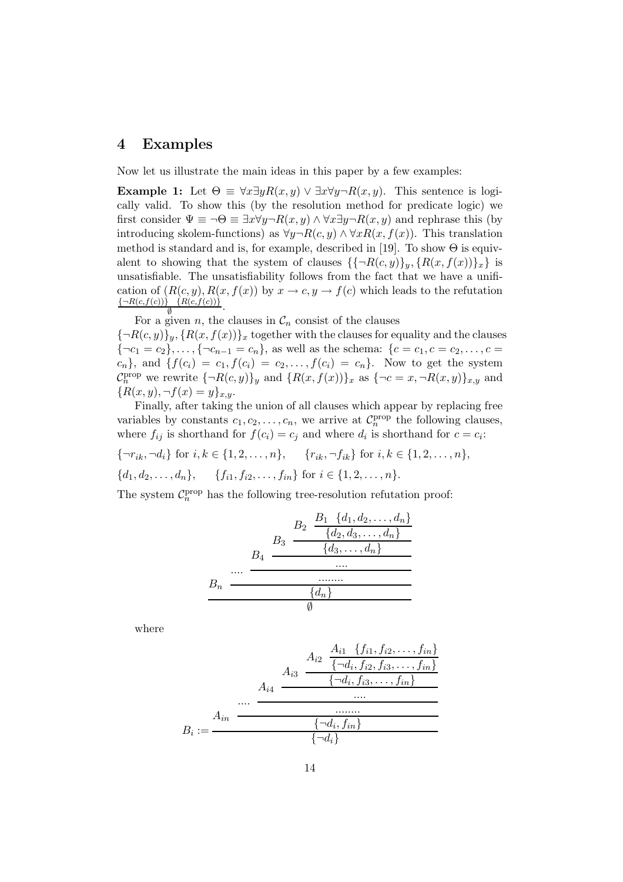## 4 Examples

Now let us illustrate the main ideas in this paper by a few examples:

**Example 1:** Let $\Theta \equiv \forall x \exists y R(x,y) \vee \exists x \forall y \neg R(x,y)$. This sentence is logically valid. To show this (by the resolution method for predicate logic) we first consider $\Psi \equiv \neg\Theta \equiv \exists x \forall y \neg R(x,y) \wedge \forall x \exists y \neg R(x,y)$ and rephrase this (by introducing skolem-functions) as $\forall y \neg R(c,y) \wedge \forall x R(x, f(x))$. This translation method is standard and is, for example, described in [19]. To show $\Theta$ is equivalent to showing that the system of clauses $\{\{\neg R(c,y)\}_y, \{R(x, f(x))\}_x\}$ is unsatisfiable. The unsatisfiability follows from the fact that we have a unification of $(R(c,y), R(x, f(x))$ by $x \to c, y \to f(c)$ which leads to the refutation $\frac{\{\neg R(c,f(c))\} \quad \{R(c,f(c))\}}{\emptyset}$.

For a given $n$, the clauses in $\mathcal{C}_n$ consist of the clauses $\{\neg R(c,y)\}_y, \{R(x, f(x))\}_x$ together with the clauses for equality and the clauses $\{\neg c_1 = c_2\}, \ldots, \{\neg c_{n-1} = c_n\}$, as well as the schema: $\{c = c_1, c = c_2, \ldots, c = c_n\}$, and $\{f(c_i) = c_1, f(c_i) = c_2, \ldots, f(c_i) = c_n\}$. Now to get the system $\mathcal{C}_n^{\text{prop}}$ we rewrite $\{\neg R(c,y)\}_y$ and $\{R(x, f(x))\}_x$ as $\{\neg c = x, \neg R(x,y)\}_{x,y}$ and $\{R(x,y), \neg f(x) = y\}_{x,y}$.

Finally, after taking the union of all clauses which appear by replacing free variables by constants $c_1, c_2, \ldots, c_n$, we arrive at $\mathcal{C}_n^{\text{prop}}$ the following clauses, where $f_{ij}$ is shorthand for $f(c_i) = c_j$ and where $d_i$ is shorthand for $c = c_i$:

$\{\neg r_{ik}, \neg d_i\}$ for $i, k \in \{1, 2, \ldots, n\}$, $\quad \{r_{ik}, \neg f_{ik}\}$ for $i, k \in \{1, 2, \ldots, n\}$,

$\{d_1, d_2, \ldots, d_n\}$, $\quad \{f_{i1}, f_{i2}, \ldots, f_{in}\}$ for $i \in \{1, 2, \ldots, n\}$.

The system $\mathcal{C}_n^{\text{prop}}$ has the following tree-resolution refutation proof:

$$
\cfrac{B_n \quad \cfrac{\cdots \quad \cfrac{B_4 \quad \cfrac{B_3 \quad \cfrac{B_2 \quad \cfrac{B_1 \quad \{d_1, d_2, \ldots, d_n\}}{\{d_2, d_3, \ldots, d_n\}}}{\{d_3, \ldots, d_n\}}}{\cdots}}{\cdots\cdots}}{\{d_n\}}}{\emptyset}
$$

where

$$
B_i := \cfrac{A_{in} \quad \cfrac{\cdots \quad \cfrac{A_{i4} \quad \cfrac{A_{i3} \quad \cfrac{A_{i2} \quad \cfrac{A_{i1} \quad \{f_{i1}, f_{i2}, \ldots, f_{in}\}}{\{\neg d_i, f_{i2}, f_{i3}, \ldots, f_{in}\}}}{\{\neg d_i, f_{i3}, \ldots, f_{in}\}}}{\cdots}}{\cdots\cdots}}{\{\neg d_i, f_{in}\}}}{\{\neg d_i\}}
$$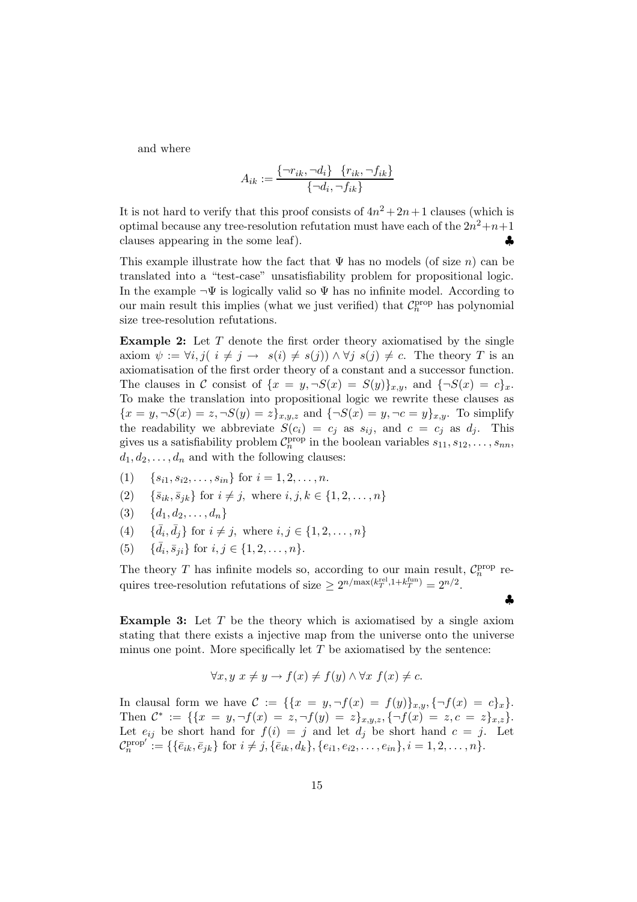and where

$$A_{ik} := \frac{\{\neg r_{ik}, \neg d_i\} \quad \{r_{ik}, \neg f_{ik}\}}{\{\neg d_i, \neg f_{ik}\}}$$

It is not hard to verify that this proof consists of $4n^2+2n+1$ clauses (which is optimal because any tree-resolution refutation must have each of the $2n^2+n+1$ clauses appearing in the some leaf). ♣

This example illustrate how the fact that $\Psi$ has no models (of size $n$) can be translated into a "test-case" unsatisfiability problem for propositional logic. In the example $\neg\Psi$ is logically valid so $\Psi$ has no infinite model. According to our main result this implies (what we just verified) that $\mathcal{C}_n^{\text{prop}}$ has polynomial size tree-resolution refutations.

**Example 2:** Let $T$ denote the first order theory axiomatised by the single axiom $\psi := \forall i, j(\ i \neq j \rightarrow\ s(i) \neq s(j)) \wedge \forall j\ s(j) \neq c$. The theory $T$ is an axiomatisation of the first order theory of a constant and a successor function. The clauses in $\mathcal{C}$ consist of $\{x = y, \neg S(x) = S(y)\}_{x,y}$, and $\{\neg S(x) = c\}_x$. To make the translation into propositional logic we rewrite these clauses as $\{x = y, \neg S(x) = z, \neg S(y) = z\}_{x,y,z}$ and $\{\neg S(x) = y, \neg c = y\}_{x,y}$. To simplify the readability we abbreviate $S(c_i) = c_j$ as $s_{ij}$, and $c = c_j$ as $d_j$. This gives us a satisfiability problem $\mathcal{C}_n^{\text{prop}}$ in the boolean variables $s_{11}, s_{12}, \ldots, s_{nn}$, $d_1, d_2, \ldots, d_n$ and with the following clauses:

(1) $\{s_{i1}, s_{i2}, \ldots, s_{in}\}$ for $i = 1, 2, \ldots, n$.

(2) $\{\bar{s}_{ik}, \bar{s}_{jk}\}$ for $i \neq j$, where $i, j, k \in \{1, 2, \ldots, n\}$

(3) $\{d_1, d_2, \ldots, d_n\}$

(4) $\{\bar{d_i}, \bar{d_j}\}$ for $i \neq j$, where $i, j \in \{1, 2, \ldots, n\}$

(5) $\{\bar{d_i}, \bar{s}_{ji}\}$ for $i, j \in \{1, 2, \ldots, n\}$.

The theory $T$ has infinite models so, according to our main result, $\mathcal{C}_n^{\text{prop}}$ requires tree-resolution refutations of size $\geq 2^{n/\max(k_T^{\text{rel}}, 1+k_T^{\text{fun}})} = 2^{n/2}$.

♣

**Example 3:** Let $T$ be the theory which is axiomatised by a single axiom stating that there exists a injective map from the universe onto the universe minus one point. More specifically let $T$ be axiomatised by the sentence:

$$\forall x, y\ x \neq y \rightarrow f(x) \neq f(y) \wedge \forall x\ f(x) \neq c.$$

In clausal form we have $\mathcal{C} := \{\{x = y, \neg f(x) = f(y)\}_{x,y}, \{\neg f(x) = c\}_x\}$. Then $\mathcal{C}^* := \{\{x = y, \neg f(x) = z, \neg f(y) = z\}_{x,y,z}, \{\neg f(x) = z, c = z\}_{x,z}\}$. Let $e_{ij}$ be short hand for $f(i) = j$ and let $d_j$ be short hand $c = j$. Let $\mathcal{C}_n^{\text{prop}'} := \{\{\bar{e}_{ik}, \bar{e}_{jk}\}$ for $i \neq j, \{\bar{e}_{ik}, d_k\}, \{e_{i1}, e_{i2}, \ldots, e_{in}\}, i = 1, 2, \ldots, n\}$.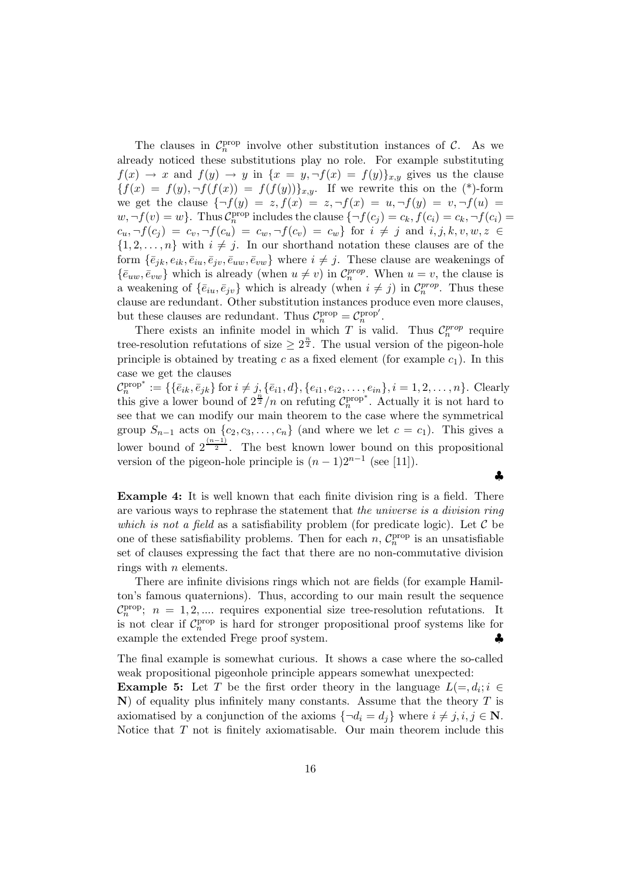The clauses in $\mathcal{C}_n^{\text{prop}}$ involve other substitution instances of $\mathcal{C}$. As we already noticed these substitutions play no role. For example substituting $f(x) \to x$ and $f(y) \to y$ in $\{x = y, \neg f(x) = f(y)\}_{x,y}$ gives us the clause $\{f(x) = f(y), \neg f(f(x)) = f(f(y))\}_{x,y}$. If we rewrite this on the (*)-form we get the clause $\{\neg f(y) = z, f(x) = z, \neg f(x) = u, \neg f(y) = v, \neg f(u) = w, \neg f(v) = w\}$. Thus $\mathcal{C}_n^{\text{prop}}$ includes the clause $\{\neg f(c_j) = c_k, f(c_i) = c_k, \neg f(c_i) = c_u, \neg f(c_j) = c_v, \neg f(c_u) = c_w, \neg f(c_v) = c_w\}$ for $i \neq j$ and $i, j, k, v, w, z \in \{1, 2, \ldots, n\}$ with $i \neq j$. In our shorthand notation these clauses are of the form $\{\bar{e}_{jk}, e_{ik}, \bar{e}_{iu}, \bar{e}_{jv}, \bar{e}_{uw}, \bar{e}_{vw}\}$ where $i \neq j$. These clause are weakenings of $\{\bar{e}_{uw}, \bar{e}_{vw}\}$ which is already (when $u \neq v$) in $\mathcal{C}_n^{prop}$. When $u = v$, the clause is a weakening of $\{\bar{e}_{iu}, \bar{e}_{jv}\}$ which is already (when $i \neq j$) in $\mathcal{C}_n^{prop}$. Thus these clause are redundant. Other substitution instances produce even more clauses, but these clauses are redundant. Thus $\mathcal{C}_n^{\text{prop}} = \mathcal{C}_n^{\text{prop}'}$.

There exists an infinite model in which $T$ is valid. Thus $\mathcal{C}_n^{prop}$ require tree-resolution refutations of size $\geq 2^{\frac{n}{2}}$. The usual version of the pigeon-hole principle is obtained by treating $c$ as a fixed element (for example $c_1$). In this case we get the clauses

$\mathcal{C}_n^{\text{prop}^*} := \{\{\bar{e}_{ik}, \bar{e}_{jk}\} \text{ for } i \neq j, \{\bar{e}_{i1}, d\}, \{e_{i1}, e_{i2}, \ldots, e_{in}\}, i = 1, 2, \ldots, n\}$. Clearly this give a lower bound of $2^{\frac{n}{2}}/n$ on refuting $\mathcal{C}_n^{\text{prop}^*}$. Actually it is not hard to see that we can modify our main theorem to the case where the symmetrical group $S_{n-1}$ acts on $\{c_2, c_3, \ldots, c_n\}$ (and where we let $c = c_1$). This gives a lower bound of $2^{\frac{(n-1)}{2}}$. The best known lower bound on this propositional version of the pigeon-hole principle is $(n-1)2^{n-1}$ (see [11]).

♣

**Example 4:** It is well known that each finite division ring is a field. There are various ways to rephrase the statement that *the universe is a division ring which is not a field* as a satisfiability problem (for predicate logic). Let $\mathcal{C}$ be one of these satisfiability problems. Then for each $n$, $\mathcal{C}_n^{\text{prop}}$ is an unsatisfiable set of clauses expressing the fact that there are no non-commutative division rings with $n$ elements.

There are infinite divisions rings which not are fields (for example Hamilton's famous quaternions). Thus, according to our main result the sequence $\mathcal{C}_n^{\text{prop}}$; $n = 1, 2, ....$ requires exponential size tree-resolution refutations. It is not clear if $\mathcal{C}_n^{\text{prop}}$ is hard for stronger propositional proof systems like for example the extended Frege proof system. ♣

The final example is somewhat curious. It shows a case where the so-called weak propositional pigeonhole principle appears somewhat unexpected:

**Example 5:** Let $T$ be the first order theory in the language $L(=, d_i; i \in \mathbf{N})$ of equality plus infinitely many constants. Assume that the theory $T$ is axiomatised by a conjunction of the axioms $\{\neg d_i = d_j\}$ where $i \neq j, i, j \in \mathbf{N}$. Notice that $T$ not is finitely axiomatisable. Our main theorem include this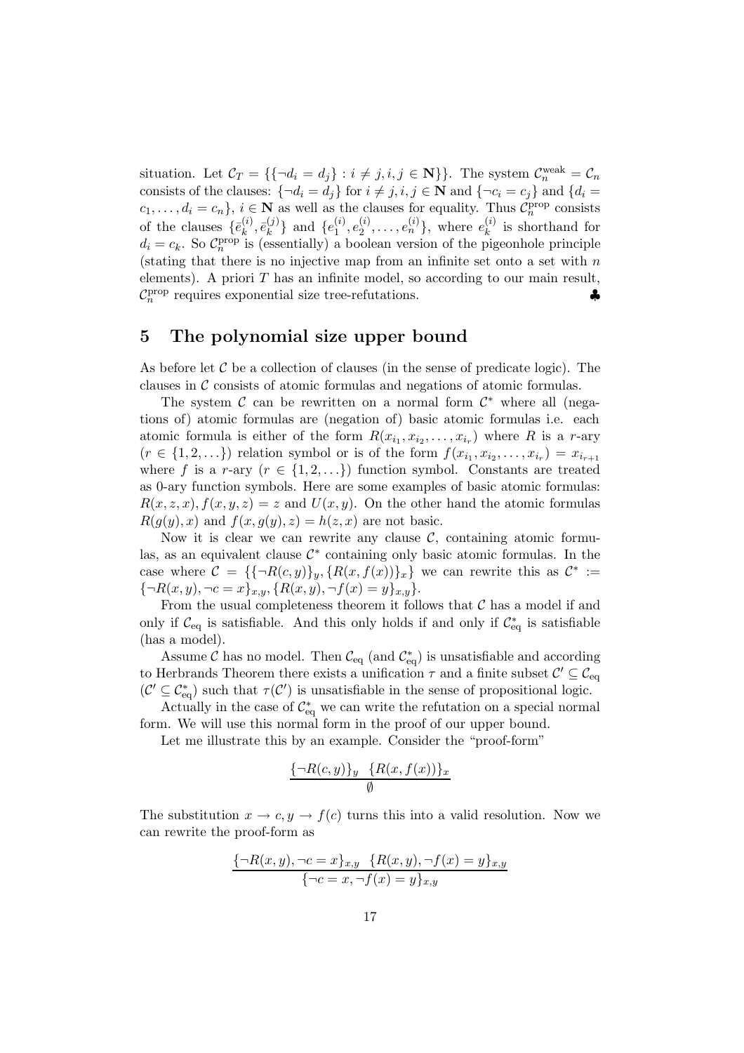situation. Let $\mathcal{C}_T = \{\{\neg d_i = d_j\} : i \neq j, i, j \in \mathbf{N}\}\}$. The system $\mathcal{C}_n^{\text{weak}} = \mathcal{C}_n$ consists of the clauses: $\{\neg d_i = d_j\}$ for $i \neq j, i, j \in \mathbf{N}$ and $\{\neg c_i = c_j\}$ and $\{d_i = c_1, \ldots, d_i = c_n\}$, $i \in \mathbf{N}$ as well as the clauses for equality. Thus $\mathcal{C}_n^{\text{prop}}$ consists of the clauses $\{\bar{e}_k^{(i)}, \bar{e}_k^{(j)}\}$ and $\{e_1^{(i)}, e_2^{(i)}, \ldots, e_n^{(i)}\}$, where $e_k^{(i)}$ is shorthand for $d_i = c_k$. So $\mathcal{C}_n^{\text{prop}}$ is (essentially) a boolean version of the pigeonhole principle (stating that there is no injective map from an infinite set onto a set with $n$ elements). A priori $T$ has an infinite model, so according to our main result, $\mathcal{C}_n^{\text{prop}}$ requires exponential size tree-refutations. ♣

## 5 The polynomial size upper bound

As before let $\mathcal{C}$ be a collection of clauses (in the sense of predicate logic). The clauses in $\mathcal{C}$ consists of atomic formulas and negations of atomic formulas.

The system $\mathcal{C}$ can be rewritten on a normal form $\mathcal{C}^*$ where all (negations of) atomic formulas are (negation of) basic atomic formulas i.e. each atomic formula is either of the form $R(x_{i_1}, x_{i_2}, \ldots, x_{i_r})$ where $R$ is a $r$-ary ($r \in \{1, 2, \ldots\}$) relation symbol or is of the form $f(x_{i_1}, x_{i_2}, \ldots, x_{i_r}) = x_{i_{r+1}}$ where $f$ is a $r$-ary ($r \in \{1, 2, \ldots\}$) function symbol. Constants are treated as 0-ary function symbols. Here are some examples of basic atomic formulas: $R(x, z, x), f(x, y, z) = z$ and $U(x, y)$. On the other hand the atomic formulas $R(g(y), x)$ and $f(x, g(y), z) = h(z, x)$ are not basic.

Now it is clear we can rewrite any clause $\mathcal{C}$, containing atomic formulas, as an equivalent clause $\mathcal{C}^*$ containing only basic atomic formulas. In the case where $\mathcal{C} = \{\{\neg R(c, y)\}_y, \{R(x, f(x))\}_x\}$ we can rewrite this as $\mathcal{C}^* := \{\neg R(x, y), \neg c = x\}_{x,y}, \{R(x, y), \neg f(x) = y\}_{x,y}\}$.

From the usual completeness theorem it follows that $\mathcal{C}$ has a model if and only if $\mathcal{C}_{\text{eq}}$ is satisfiable. And this only holds if and only if $\mathcal{C}^*_{\text{eq}}$ is satisfiable (has a model).

Assume $\mathcal{C}$ has no model. Then $\mathcal{C}_{\text{eq}}$ (and $\mathcal{C}^*_{\text{eq}}$) is unsatisfiable and according to Herbrands Theorem there exists a unification $\tau$ and a finite subset $\mathcal{C}' \subseteq \mathcal{C}_{\text{eq}}$ ($\mathcal{C}' \subseteq \mathcal{C}^*_{\text{eq}}$) such that $\tau(\mathcal{C}')$ is unsatisfiable in the sense of propositional logic.

Actually in the case of $\mathcal{C}^*_{\text{eq}}$ we can write the refutation on a special normal form. We will use this normal form in the proof of our upper bound.

Let me illustrate this by an example. Consider the "proof-form"

$$\frac{\{\neg R(c, y)\}_y \quad \{R(x, f(x))\}_x}{\emptyset}$$

The substitution $x \to c, y \to f(c)$ turns this into a valid resolution. Now we can rewrite the proof-form as

$$\frac{\{\neg R(x, y), \neg c = x\}_{x,y} \quad \{R(x, y), \neg f(x) = y\}_{x,y}}{\{\neg c = x, \neg f(x) = y\}_{x,y}}$$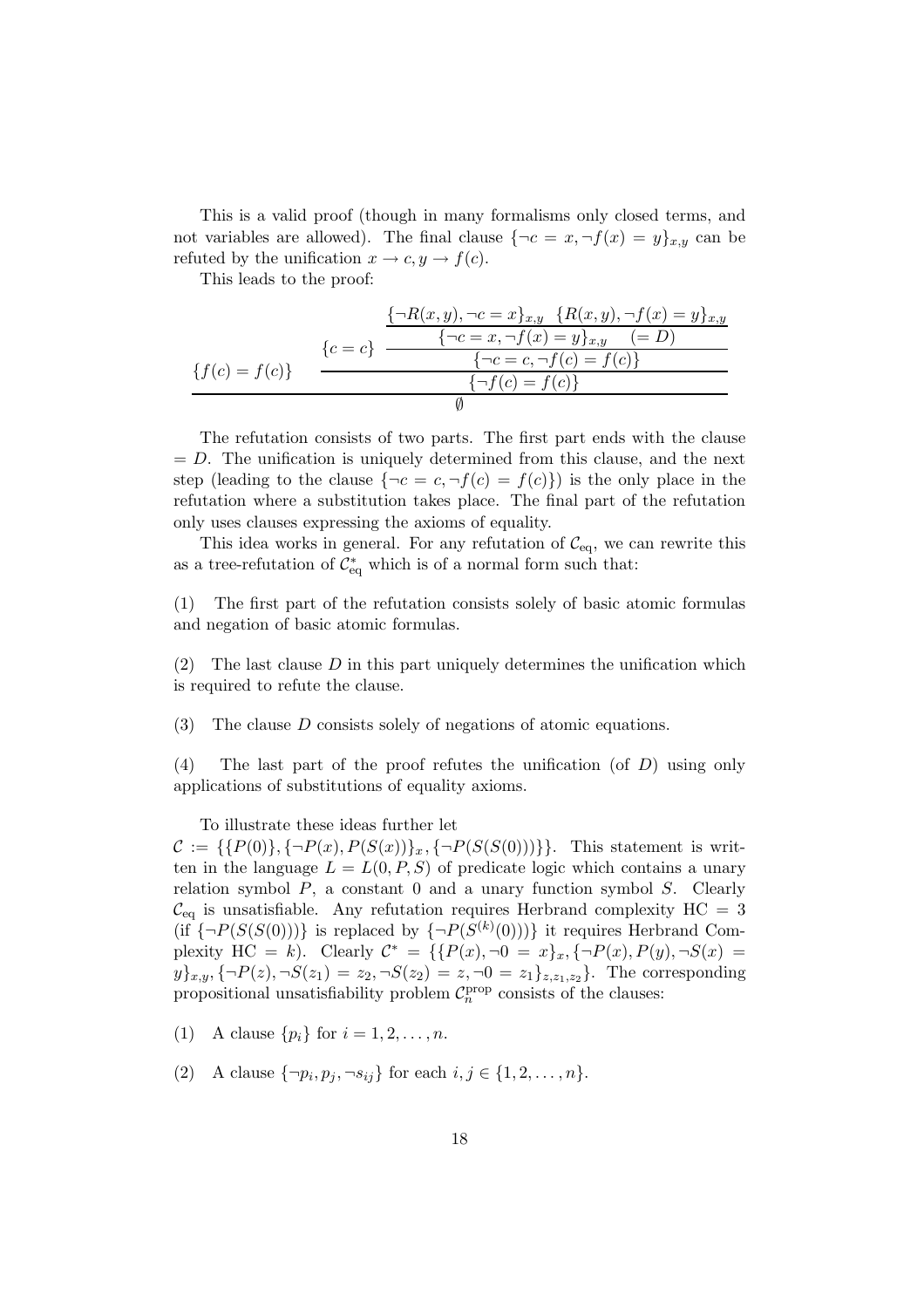This is a valid proof (though in many formalisms only closed terms, and not variables are allowed). The final clause $\{\neg c = x, \neg f(x) = y\}_{x,y}$ can be refuted by the unification $x \to c, y \to f(c)$.

This leads to the proof:

$$
\dfrac{\{f(c) = f(c)\} \qquad \dfrac{\{c = c\} \qquad \dfrac{\dfrac{\{\neg R(x,y), \neg c = x\}_{x,y} \quad \{R(x,y), \neg f(x) = y\}_{x,y}}{\{\neg c = x, \neg f(x) = y\}_{x,y} \quad (= D)}}{\{\neg c = c, \neg f(c) = f(c)\}}}{\{\neg f(c) = f(c)\}}}{\emptyset}
$$

The refutation consists of two parts. The first part ends with the clause $= D$. The unification is uniquely determined from this clause, and the next step (leading to the clause $\{\neg c = c, \neg f(c) = f(c)\}$) is the only place in the refutation where a substitution takes place. The final part of the refutation only uses clauses expressing the axioms of equality.

This idea works in general. For any refutation of $\mathcal{C}_{\text{eq}}$, we can rewrite this as a tree-refutation of $\mathcal{C}^*_{\text{eq}}$ which is of a normal form such that:

(1) The first part of the refutation consists solely of basic atomic formulas and negation of basic atomic formulas.

(2) The last clause $D$ in this part uniquely determines the unification which is required to refute the clause.

(3) The clause $D$ consists solely of negations of atomic equations.

(4) The last part of the proof refutes the unification (of $D$) using only applications of substitutions of equality axioms.

To illustrate these ideas further let
$\mathcal{C} := \{\{P(0)\}, \{\neg P(x), P(S(x))\}_x, \{\neg P(S(S(0)))\}\}$. This statement is written in the language $L = L(0, P, S)$ of predicate logic which contains a unary relation symbol $P$, a constant $0$ and a unary function symbol $S$. Clearly $\mathcal{C}_{\text{eq}}$ is unsatisfiable. Any refutation requires Herbrand complexity HC $= 3$ (if $\{\neg P(S(S(0)))\}$ is replaced by $\{\neg P(S^{(k)}(0)))\}$ it requires Herbrand Complexity HC $= k$). Clearly $\mathcal{C}^* = \{\{P(x), \neg 0 = x\}_x, \{\neg P(x), P(y), \neg S(x) = y\}_{x,y}, \{\neg P(z), \neg S(z_1) = z_2, \neg S(z_2) = z, \neg 0 = z_1\}_{z,z_1,z_2}\}$. The corresponding propositional unsatisfiability problem $\mathcal{C}^{\text{prop}}_n$ consists of the clauses:

(1) A clause $\{p_i\}$ for $i = 1, 2, \ldots, n$.

(2) A clause $\{\neg p_i, p_j, \neg s_{ij}\}$ for each $i, j \in \{1, 2, \ldots, n\}$.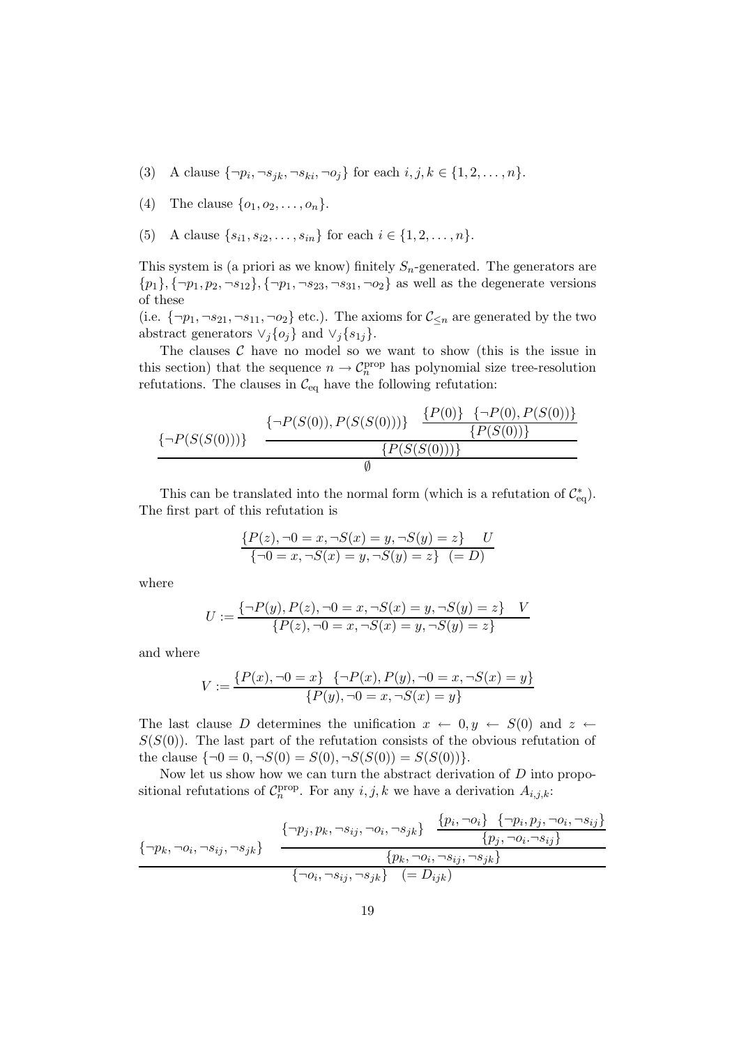(3) A clause $\{\neg p_i, \neg s_{jk}, \neg s_{ki}, \neg o_j\}$ for each $i, j, k \in \{1, 2, \ldots, n\}$.

(4) The clause $\{o_1, o_2, \ldots, o_n\}$.

(5) A clause $\{s_{i1}, s_{i2}, \ldots, s_{in}\}$ for each $i \in \{1, 2, \ldots, n\}$.

This system is (a priori as we know) finitely $S_n$-generated. The generators are $\{p_1\}, \{\neg p_1, p_2, \neg s_{12}\}, \{\neg p_1, \neg s_{23}, \neg s_{31}, \neg o_2\}$ as well as the degenerate versions of these

(i.e. $\{\neg p_1, \neg s_{21}, \neg s_{11}, \neg o_2\}$ etc.). The axioms for $\mathcal{C}_{\leq n}$ are generated by the two abstract generators $\vee_j \{o_j\}$ and $\vee_j \{s_{1j}\}$.

The clauses $\mathcal{C}$ have no model so we want to show (this is the issue in this section) that the sequence $n \to \mathcal{C}_n^{\text{prop}}$ has polynomial size tree-resolution refutations. The clauses in $\mathcal{C}_{\text{eq}}$ have the following refutation:

$$\cfrac{\{\neg P(S(S(0)))\} \qquad \cfrac{\{\neg P(S(0)), P(S(S(0)))\} \qquad \cfrac{\{P(0)\} \quad \{\neg P(0), P(S(0))\}}{\{P(S(0))\}}}{\{P(S(S(0)))\}}}{\emptyset}$$

This can be translated into the normal form (which is a refutation of $\mathcal{C}_{\text{eq}}^*$). The first part of this refutation is

$$\frac{\{P(z), \neg 0 = x, \neg S(x) = y, \neg S(y) = z\} \quad U}{\{\neg 0 = x, \neg S(x) = y, \neg S(y) = z\} \ \ (= D)}$$

where

$$U := \frac{\{\neg P(y), P(z), \neg 0 = x, \neg S(x) = y, \neg S(y) = z\} \quad V}{\{P(z), \neg 0 = x, \neg S(x) = y, \neg S(y) = z\}}$$

and where

$$V := \frac{\{P(x), \neg 0 = x\} \quad \{\neg P(x), P(y), \neg 0 = x, \neg S(x) = y\}}{\{P(y), \neg 0 = x, \neg S(x) = y\}}$$

The last clause $D$ determines the unification $x \leftarrow 0, y \leftarrow S(0)$ and $z \leftarrow S(S(0))$. The last part of the refutation consists of the obvious refutation of the clause $\{\neg 0 = 0, \neg S(0) = S(0), \neg S(S(0)) = S(S(0))\}$.

Now let us show how we can turn the abstract derivation of $D$ into propositional refutations of $\mathcal{C}_n^{\text{prop}}$. For any $i, j, k$ we have a derivation $A_{i,j,k}$:

$$\cfrac{\{\neg p_k, \neg o_i, \neg s_{ij}, \neg s_{jk}\} \qquad \cfrac{\{\neg p_j, p_k, \neg s_{ij}, \neg o_i, \neg s_{jk}\} \qquad \cfrac{\{p_i, \neg o_i\} \quad \{\neg p_i, p_j, \neg o_i, \neg s_{ij}\}}{\{p_j, \neg o_i. \neg s_{ij}\}}}{\{p_k, \neg o_i, \neg s_{ij}, \neg s_{jk}\}}}{\{\neg o_i, \neg s_{ij}, \neg s_{jk}\} \quad (= D_{ijk})}$$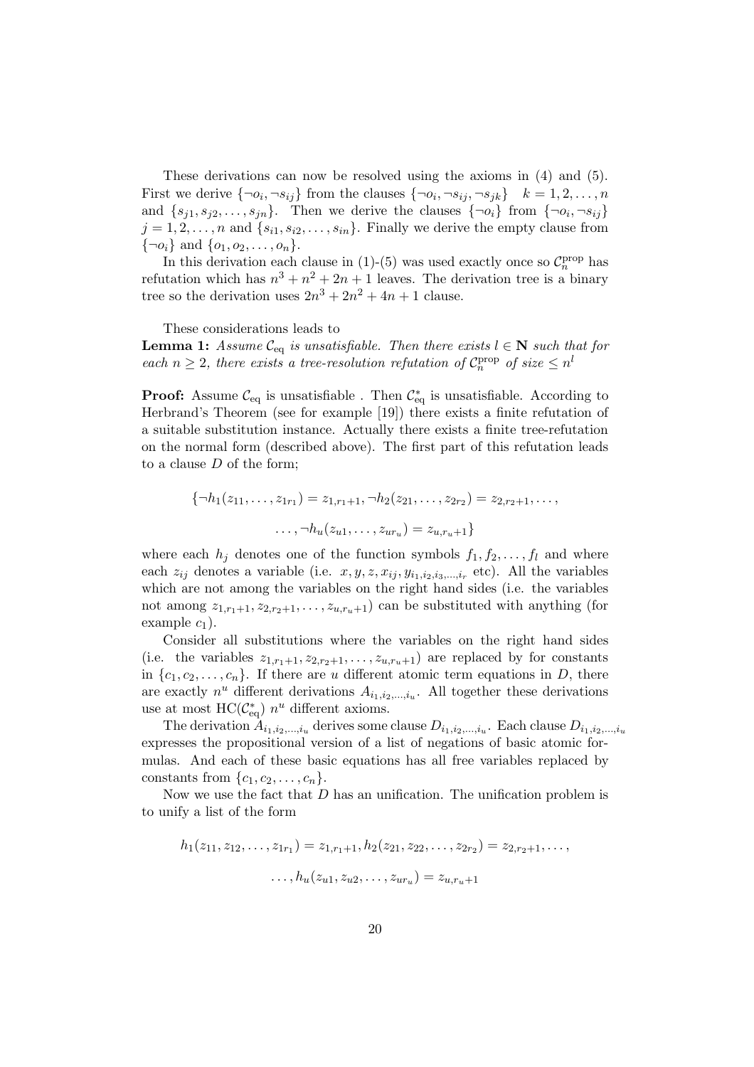These derivations can now be resolved using the axioms in (4) and (5). First we derive $\{\neg o_i, \neg s_{ij}\}$ from the clauses $\{\neg o_i, \neg s_{ij}, \neg s_{jk}\}$ $\quad k = 1, 2, \ldots, n$ and $\{s_{j1}, s_{j2}, \ldots, s_{jn}\}$. Then we derive the clauses $\{\neg o_i\}$ from $\{\neg o_i, \neg s_{ij}\}$ $j = 1, 2, \ldots, n$ and $\{s_{i1}, s_{i2}, \ldots, s_{in}\}$. Finally we derive the empty clause from $\{\neg o_i\}$ and $\{o_1, o_2, \ldots, o_n\}$.

In this derivation each clause in (1)-(5) was used exactly once so $\mathcal{C}_n^{\text{prop}}$ has refutation which has $n^3 + n^2 + 2n + 1$ leaves. The derivation tree is a binary tree so the derivation uses $2n^3 + 2n^2 + 4n + 1$ clause.

These considerations leads to

**Lemma 1:** *Assume $\mathcal{C}_{\text{eq}}$ is unsatisfiable. Then there exists $l \in \mathbf{N}$ such that for each $n \geq 2$, there exists a tree-resolution refutation of $\mathcal{C}_n^{\text{prop}}$ of size $\leq n^l$*

**Proof:** Assume $\mathcal{C}_{\text{eq}}$ is unsatisfiable . Then $\mathcal{C}_{\text{eq}}^*$ is unsatisfiable. According to Herbrand's Theorem (see for example [19]) there exists a finite refutation of a suitable substitution instance. Actually there exists a finite tree-refutation on the normal form (described above). The first part of this refutation leads to a clause $D$ of the form;

$$\{\neg h_1(z_{11}, \ldots, z_{1r_1}) = z_{1,r_1+1}, \neg h_2(z_{21}, \ldots, z_{2r_2}) = z_{2,r_2+1}, \ldots,$$

$$\ldots, \neg h_u(z_{u1}, \ldots, z_{ur_u}) = z_{u,r_u+1}\}$$

where each $h_j$ denotes one of the function symbols $f_1, f_2, \ldots, f_l$ and where each $z_{ij}$ denotes a variable (i.e. $x, y, z, x_{ij}, y_{i_1,i_2,i_3,\ldots,i_r}$ etc). All the variables which are not among the variables on the right hand sides (i.e. the variables not among $z_{1,r_1+1}, z_{2,r_2+1}, \ldots, z_{u,r_u+1}$) can be substituted with anything (for example $c_1$).

Consider all substitutions where the variables on the right hand sides (i.e. the variables $z_{1,r_1+1}, z_{2,r_2+1}, \ldots, z_{u,r_u+1}$) are replaced by for constants in $\{c_1, c_2, \ldots, c_n\}$. If there are $u$ different atomic term equations in $D$, there are exactly $n^u$ different derivations $A_{i_1,i_2,\ldots,i_u}$. All together these derivations use at most $\text{HC}(\mathcal{C}_{\text{eq}}^*)\ n^u$ different axioms.

The derivation $A_{i_1,i_2,\ldots,i_u}$ derives some clause $D_{i_1,i_2,\ldots,i_u}$. Each clause $D_{i_1,i_2,\ldots,i_u}$ expresses the propositional version of a list of negations of basic atomic formulas. And each of these basic equations has all free variables replaced by constants from $\{c_1, c_2, \ldots, c_n\}$.

Now we use the fact that $D$ has an unification. The unification problem is to unify a list of the form

$$h_1(z_{11}, z_{12}, \ldots, z_{1r_1}) = z_{1,r_1+1}, h_2(z_{21}, z_{22}, \ldots, z_{2r_2}) = z_{2,r_2+1}, \ldots,$$

$$\ldots, h_u(z_{u1}, z_{u2}, \ldots, z_{ur_u}) = z_{u,r_u+1}$$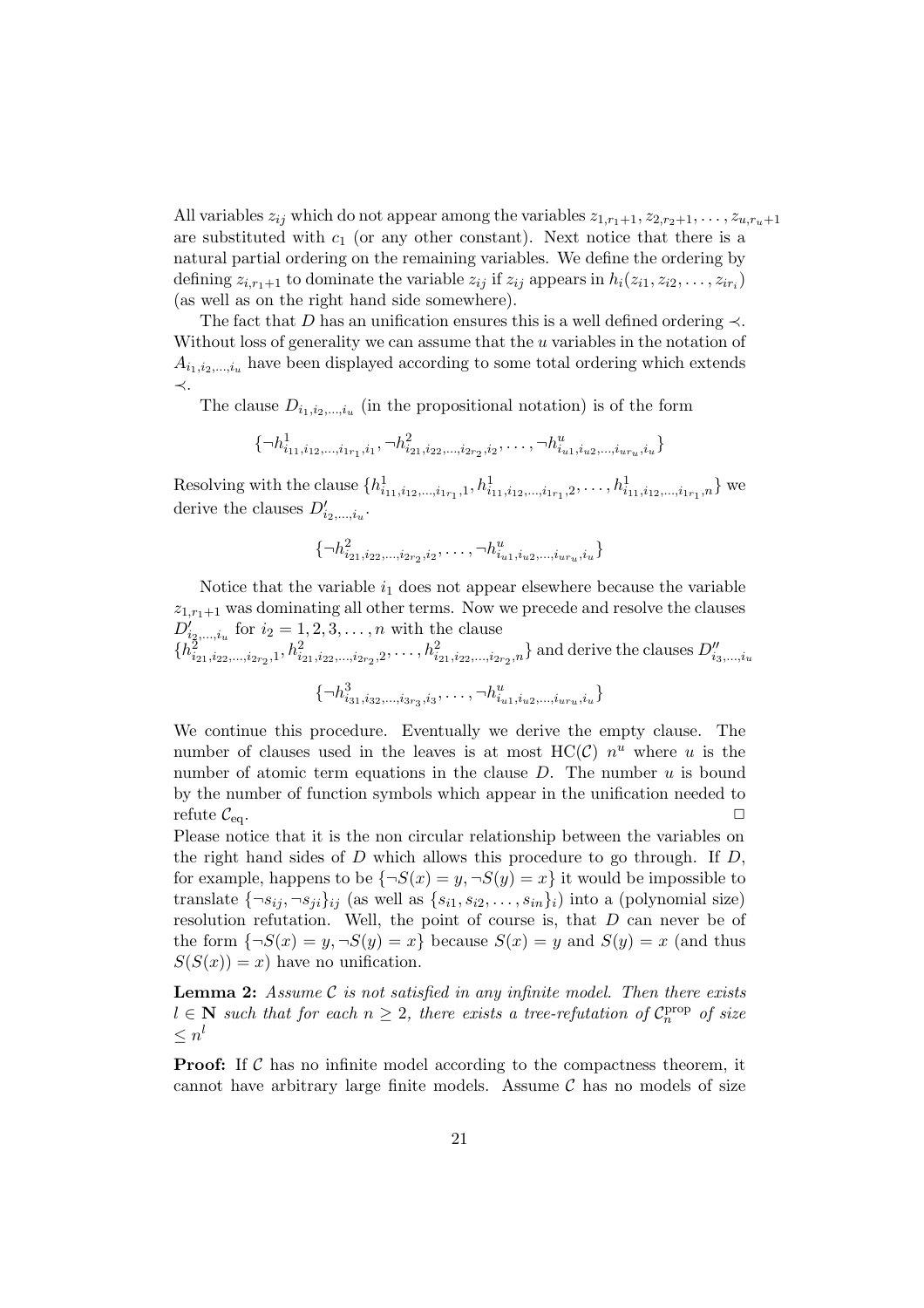All variables $z_{ij}$ which do not appear among the variables $z_{1,r_1+1}, z_{2,r_2+1}, \ldots, z_{u,r_u+1}$ are substituted with $c_1$ (or any other constant). Next notice that there is a natural partial ordering on the remaining variables. We define the ordering by defining $z_{i,r_1+1}$ to dominate the variable $z_{ij}$ if $z_{ij}$ appears in $h_i(z_{i1}, z_{i2}, \ldots, z_{ir_i})$ (as well as on the right hand side somewhere).

The fact that $D$ has an unification ensures this is a well defined ordering $\prec$. Without loss of generality we can assume that the $u$ variables in the notation of $A_{i_1,i_2,\ldots,i_u}$ have been displayed according to some total ordering which extends $\prec$.

The clause $D_{i_1,i_2,\ldots,i_u}$ (in the propositional notation) is of the form

$$\{\neg h^1_{i_{11},i_{12},\ldots,i_{1r_1},i_1}, \neg h^2_{i_{21},i_{22},\ldots,i_{2r_2},i_2}, \ldots, \neg h^u_{i_{u1},i_{u2},\ldots,i_{ur_u},i_u}\}$$

Resolving with the clause $\{h^1_{i_{11},i_{12},\ldots,i_{1r_1},1}, h^1_{i_{11},i_{12},\ldots,i_{1r_1},2}, \ldots, h^1_{i_{11},i_{12},\ldots,i_{1r_1},n}\}$ we derive the clauses $D'_{i_2,\ldots,i_u}$.

$$\{\neg h^2_{i_{21},i_{22},\ldots,i_{2r_2},i_2}, \ldots, \neg h^u_{i_{u1},i_{u2},\ldots,i_{ur_u},i_u}\}$$

Notice that the variable $i_1$ does not appear elsewhere because the variable $z_{1,r_1+1}$ was dominating all other terms. Now we precede and resolve the clauses $D'_{i_2,\ldots,i_u}$ for $i_2 = 1, 2, 3, \ldots, n$ with the clause $\{h^2_{i_{21},i_{22},\ldots,i_{2r_2},1}, h^2_{i_{21},i_{22},\ldots,i_{2r_2},2}, \ldots, h^2_{i_{21},i_{22},\ldots,i_{2r_2},n}\}$ and derive the clauses $D''_{i_3,\ldots,i_u}$

$$\{\neg h^3_{i_{31},i_{32},\ldots,i_{3r_3},i_3}, \ldots, \neg h^u_{i_{u1},i_{u2},\ldots,i_{ur_u},i_u}\}$$

We continue this procedure. Eventually we derive the empty clause. The number of clauses used in the leaves is at most $\mathrm{HC}(\mathcal{C})\ n^u$ where $u$ is the number of atomic term equations in the clause $D$. The number $u$ is bound by the number of function symbols which appear in the unification needed to refute $\mathcal{C}_{\mathrm{eq}}$. $\Box$

Please notice that it is the non circular relationship between the variables on the right hand sides of $D$ which allows this procedure to go through. If $D$, for example, happens to be $\{\neg S(x) = y, \neg S(y) = x\}$ it would be impossible to translate $\{\neg s_{ij}, \neg s_{ji}\}_{ij}$ (as well as $\{s_{i1}, s_{i2}, \ldots, s_{in}\}_i$) into a (polynomial size) resolution refutation. Well, the point of course is, that $D$ can never be of the form $\{\neg S(x) = y, \neg S(y) = x\}$ because $S(x) = y$ and $S(y) = x$ (and thus $S(S(x)) = x$) have no unification.

**Lemma 2:** *Assume $\mathcal{C}$ is not satisfied in any infinite model. Then there exists $l \in \mathbf{N}$ such that for each $n \geq 2$, there exists a tree-refutation of $\mathcal{C}^{\mathrm{prop}}_n$ of size $\leq n^l$*

**Proof:** If $\mathcal{C}$ has no infinite model according to the compactness theorem, it cannot have arbitrary large finite models. Assume $\mathcal{C}$ has no models of size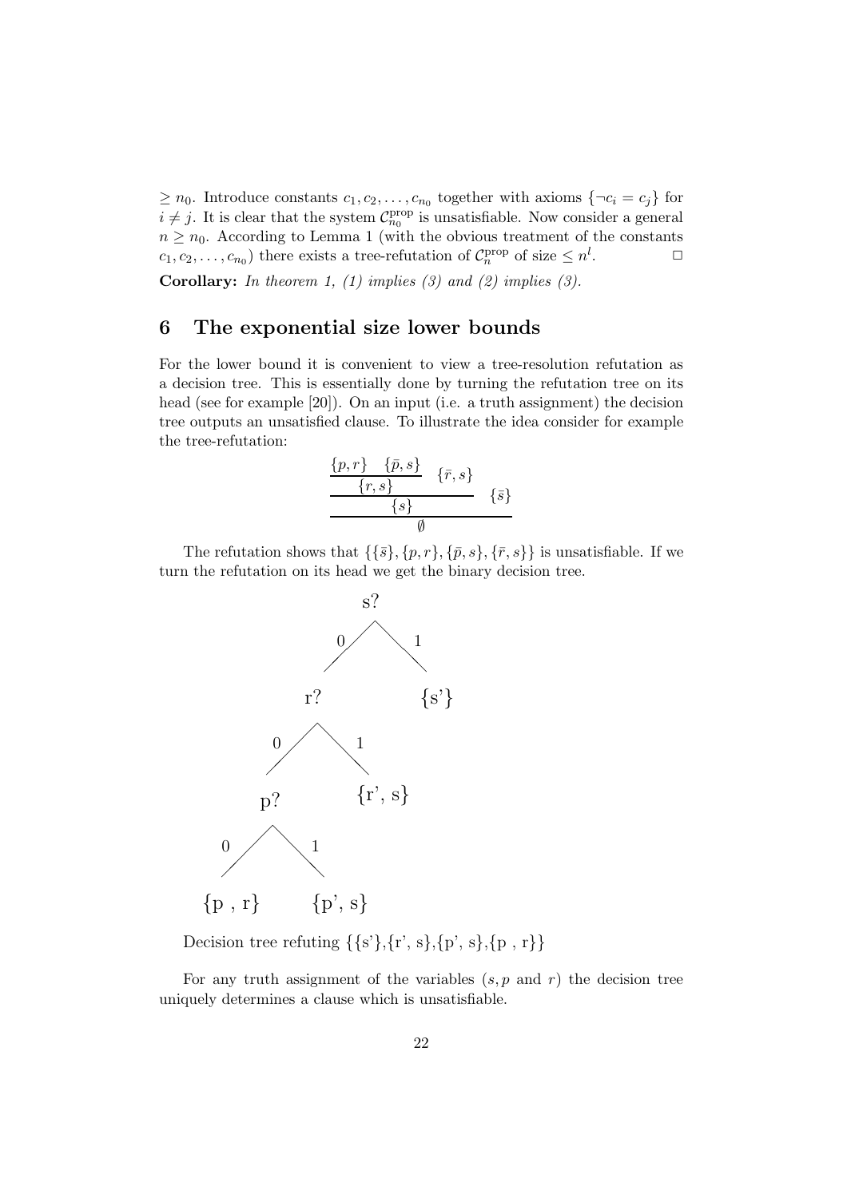$\geq n_0$. Introduce constants $c_1, c_2, \ldots, c_{n_0}$ together with axioms $\{\neg c_i = c_j\}$ for $i \neq j$. It is clear that the system $\mathcal{C}_{n_0}^{\text{prop}}$ is unsatisfiable. Now consider a general $n \geq n_0$. According to Lemma 1 (with the obvious treatment of the constants $c_1, c_2, \ldots, c_{n_0}$) there exists a tree-refutation of $\mathcal{C}_n^{\text{prop}}$ of size $\leq n^l$. $\Box$

**Corollary:** *In theorem 1, (1) implies (3) and (2) implies (3).*

## 6 The exponential size lower bounds

For the lower bound it is convenient to view a tree-resolution refutation as a decision tree. This is essentially done by turning the refutation tree on its head (see for example [20]). On an input (i.e. a truth assignment) the decision tree outputs an unsatisfied clause. To illustrate the idea consider for example the tree-refutation:

$$\cfrac{\cfrac{\cfrac{\{p,r\} \quad \{\bar{p},s\}}{\{r,s\}} \quad \{\bar{r},s\}}{\{s\}} \quad \{\bar{s}\}}{\emptyset}$$

The refutation shows that $\{\{\bar{s}\}, \{p,r\}, \{\bar{p},s\}, \{\bar{r},s\}\}$ is unsatisfiable. If we turn the refutation on its head we get the binary decision tree.

```
            s?
         0 /  \ 1
          r?   {s'}
       0 /  \ 1
        p?   {r', s}
     0 /  \ 1
  {p , r}  {p', s}
```

Decision tree refuting {{s'},{r', s},{p', s},{p , r}}

For any truth assignment of the variables ($s, p$ and $r$) the decision tree uniquely determines a clause which is unsatisfiable.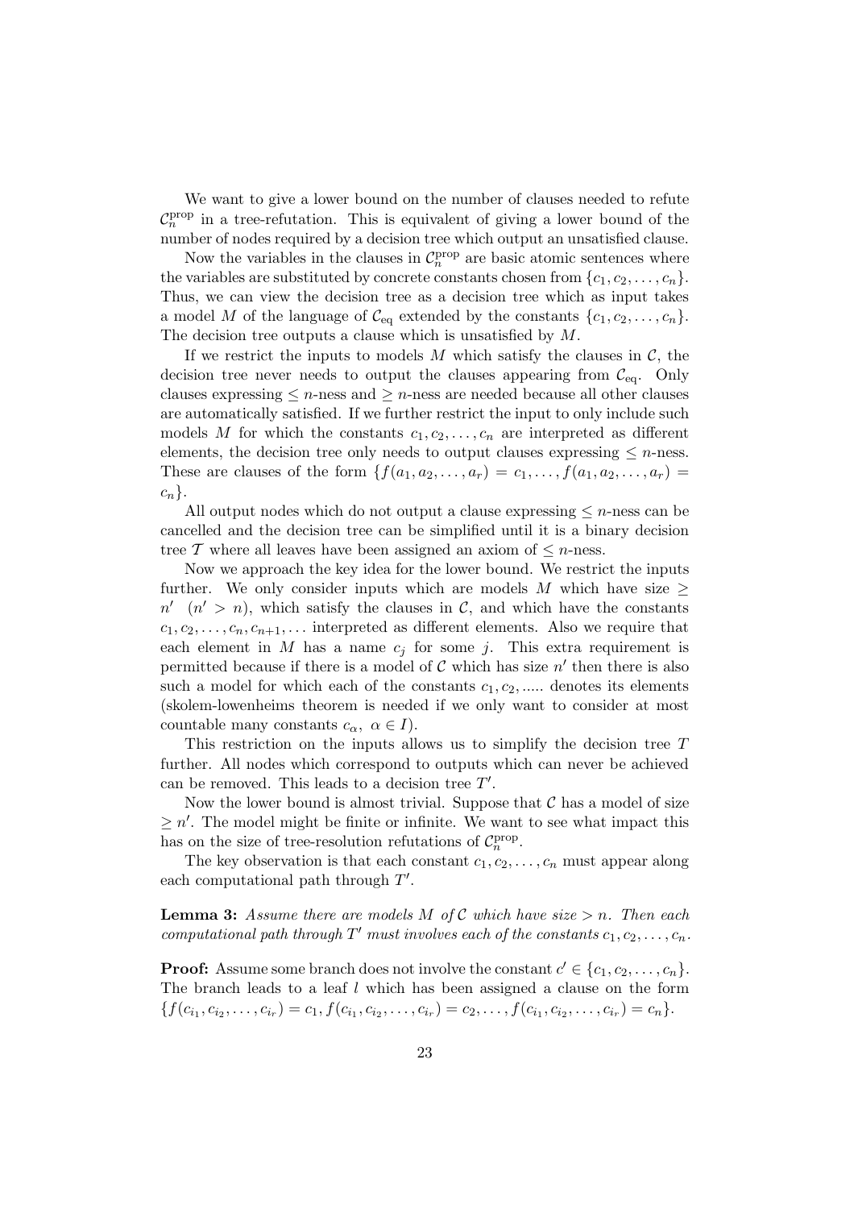We want to give a lower bound on the number of clauses needed to refute $\mathcal{C}_n^{\text{prop}}$ in a tree-refutation. This is equivalent of giving a lower bound of the number of nodes required by a decision tree which output an unsatisfied clause.

Now the variables in the clauses in $\mathcal{C}_n^{\text{prop}}$ are basic atomic sentences where the variables are substituted by concrete constants chosen from $\{c_1, c_2, \ldots, c_n\}$. Thus, we can view the decision tree as a decision tree which as input takes a model $M$ of the language of $\mathcal{C}_{\text{eq}}$ extended by the constants $\{c_1, c_2, \ldots, c_n\}$. The decision tree outputs a clause which is unsatisfied by $M$.

If we restrict the inputs to models $M$ which satisfy the clauses in $\mathcal{C}$, the decision tree never needs to output the clauses appearing from $\mathcal{C}_{\text{eq}}$. Only clauses expressing $\leq n$-ness and $\geq n$-ness are needed because all other clauses are automatically satisfied. If we further restrict the input to only include such models $M$ for which the constants $c_1, c_2, \ldots, c_n$ are interpreted as different elements, the decision tree only needs to output clauses expressing $\leq n$-ness. These are clauses of the form $\{f(a_1, a_2, \ldots, a_r) = c_1, \ldots, f(a_1, a_2, \ldots, a_r) = c_n\}$.

All output nodes which do not output a clause expressing $\leq n$-ness can be cancelled and the decision tree can be simplified until it is a binary decision tree $\mathcal{T}$ where all leaves have been assigned an axiom of $\leq n$-ness.

Now we approach the key idea for the lower bound. We restrict the inputs further. We only consider inputs which are models $M$ which have size $\geq n'$ $(n' > n)$, which satisfy the clauses in $\mathcal{C}$, and which have the constants $c_1, c_2, \ldots, c_n, c_{n+1}, \ldots$ interpreted as different elements. Also we require that each element in $M$ has a name $c_j$ for some $j$. This extra requirement is permitted because if there is a model of $\mathcal{C}$ which has size $n'$ then there is also such a model for which each of the constants $c_1, c_2, .....$ denotes its elements (skolem-lowenheims theorem is needed if we only want to consider at most countable many constants $c_\alpha, \ \alpha \in I$).

This restriction on the inputs allows us to simplify the decision tree $T$ further. All nodes which correspond to outputs which can never be achieved can be removed. This leads to a decision tree $T'$.

Now the lower bound is almost trivial. Suppose that $\mathcal{C}$ has a model of size $\geq n'$. The model might be finite or infinite. We want to see what impact this has on the size of tree-resolution refutations of $\mathcal{C}_n^{\text{prop}}$.

The key observation is that each constant $c_1, c_2, \ldots, c_n$ must appear along each computational path through $T'$.

**Lemma 3:** *Assume there are models $M$ of $\mathcal{C}$ which have size $> n$. Then each computational path through $T'$ must involves each of the constants $c_1, c_2, \ldots, c_n$.*

**Proof:** Assume some branch does not involve the constant $c' \in \{c_1, c_2, \ldots, c_n\}$. The branch leads to a leaf $l$ which has been assigned a clause on the form $\{f(c_{i_1}, c_{i_2}, \ldots, c_{i_r}) = c_1, f(c_{i_1}, c_{i_2}, \ldots, c_{i_r}) = c_2, \ldots, f(c_{i_1}, c_{i_2}, \ldots, c_{i_r}) = c_n\}$.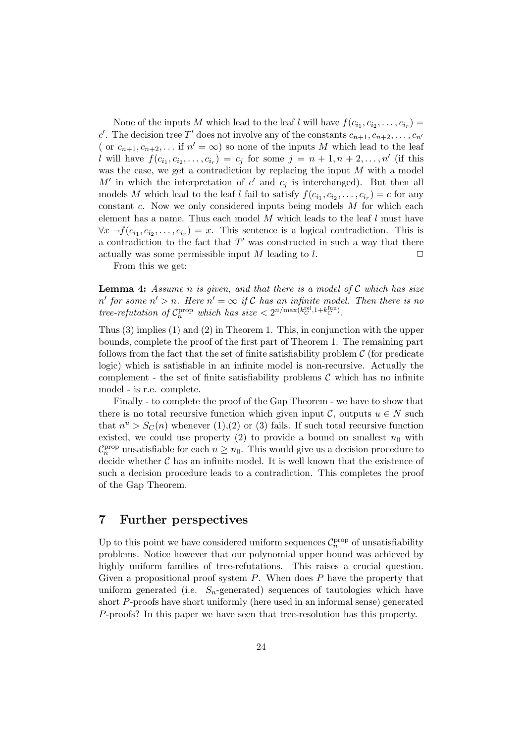None of the inputs $M$ which lead to the leaf $l$ will have $f(c_{i_1}, c_{i_2}, \ldots, c_{i_r}) = c'$. The decision tree $T'$ does not involve any of the constants $c_{n+1}, c_{n+2}, \ldots, c_{n'}$ ( or $c_{n+1}, c_{n+2}, \ldots$ if $n' = \infty$) so none of the inputs $M$ which lead to the leaf $l$ will have $f(c_{i_1}, c_{i_2}, \ldots, c_{i_r}) = c_j$ for some $j = n+1, n+2, \ldots, n'$ (if this was the case, we get a contradiction by replacing the input $M$ with a model $M'$ in which the interpretation of $c'$ and $c_j$ is interchanged). But then all models $M$ which lead to the leaf $l$ fail to satisfy $f(c_{i_1}, c_{i_2}, \ldots, c_{i_r}) = c$ for any constant $c$. Now we only considered inputs being models $M$ for which each element has a name. Thus each model $M$ which leads to the leaf $l$ must have $\forall x\ \neg f(c_{i_1}, c_{i_2}, \ldots, c_{i_r}) = x$. This sentence is a logical contradiction. This is a contradiction to the fact that $T'$ was constructed in such a way that there actually was some permissible input $M$ leading to $l$. $\square$

From this we get:

**Lemma 4:** *Assume $n$ is given, and that there is a model of $\mathcal{C}$ which has size $n'$ for some $n' > n$. Here $n' = \infty$ if $\mathcal{C}$ has an infinite model. Then there is no tree-refutation of $\mathcal{C}_n^{\text{prop}}$ which has size $< 2^{n/\max(k_C^{\text{rel}}, 1+k_C^{\text{fun}})}$.*

Thus (3) implies (1) and (2) in Theorem 1. This, in conjunction with the upper bounds, complete the proof of the first part of Theorem 1. The remaining part follows from the fact that the set of finite satisfiability problem $\mathcal{C}$ (for predicate logic) which is satisfiable in an infinite model is non-recursive. Actually the complement - the set of finite satisfiability problems $\mathcal{C}$ which has no infinite model - is r.e. complete.

Finally - to complete the proof of the Gap Theorem - we have to show that there is no total recursive function which given input $\mathcal{C}$, outputs $u \in N$ such that $n^u > S_C(n)$ whenever (1),(2) or (3) fails. If such total recursive function existed, we could use property (2) to provide a bound on smallest $n_0$ with $\mathcal{C}_n^{\text{prop}}$ unsatisfiable for each $n \geq n_0$. This would give us a decision procedure to decide whether $\mathcal{C}$ has an infinite model. It is well known that the existence of such a decision procedure leads to a contradiction. This completes the proof of the Gap Theorem.

## 7 Further perspectives

Up to this point we have considered uniform sequences $\mathcal{C}_n^{\text{prop}}$ of unsatisfiability problems. Notice however that our polynomial upper bound was achieved by highly uniform families of tree-refutations. This raises a crucial question. Given a propositional proof system $P$. When does $P$ have the property that uniform generated (i.e. $S_n$-generated) sequences of tautologies which have short $P$-proofs have short uniformly (here used in an informal sense) generated $P$-proofs? In this paper we have seen that tree-resolution has this property.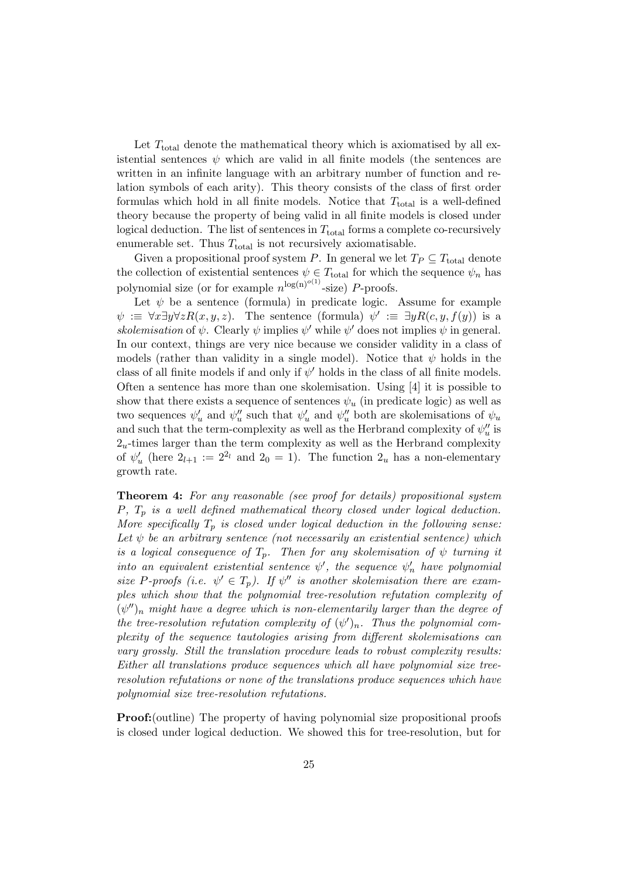Let $T_{\rm total}$ denote the mathematical theory which is axiomatised by all existential sentences $\psi$ which are valid in all finite models (the sentences are written in an infinite language with an arbitrary number of function and relation symbols of each arity). This theory consists of the class of first order formulas which hold in all finite models. Notice that $T_{\rm total}$ is a well-defined theory because the property of being valid in all finite models is closed under logical deduction. The list of sentences in $T_{\rm total}$ forms a complete co-recursively enumerable set. Thus $T_{\rm total}$ is not recursively axiomatisable.

Given a propositional proof system $P$. In general we let $T_P \subseteq T_{\rm total}$ denote the collection of existential sentences $\psi \in T_{\rm total}$ for which the sequence $\psi_n$ has polynomial size (or for example $n^{\log(n)^{o(1)}}$-size) $P$-proofs.

Let $\psi$ be a sentence (formula) in predicate logic. Assume for example $\psi :\equiv \forall x \exists y \forall z R(x, y, z)$. The sentence (formula) $\psi' :\equiv \exists y R(c, y, f(y))$ is a *skolemisation* of $\psi$. Clearly $\psi$ implies $\psi'$ while $\psi'$ does not implies $\psi$ in general. In our context, things are very nice because we consider validity in a class of models (rather than validity in a single model). Notice that $\psi$ holds in the class of all finite models if and only if $\psi'$ holds in the class of all finite models. Often a sentence has more than one skolemisation. Using [4] it is possible to show that there exists a sequence of sentences $\psi_u$ (in predicate logic) as well as two sequences $\psi'_u$ and $\psi''_u$ such that $\psi'_u$ and $\psi''_u$ both are skolemisations of $\psi_u$ and such that the term-complexity as well as the Herbrand complexity of $\psi''_u$ is $2_u$-times larger than the term complexity as well as the Herbrand complexity of $\psi'_u$ (here $2_{l+1} := 2^{2_l}$ and $2_0 = 1$). The function $2_u$ has a non-elementary growth rate.

**Theorem 4:** *For any reasonable (see proof for details) propositional system $P$, $T_p$ is a well defined mathematical theory closed under logical deduction. More specifically $T_p$ is closed under logical deduction in the following sense: Let $\psi$ be an arbitrary sentence (not necessarily an existential sentence) which is a logical consequence of $T_p$. Then for any skolemisation of $\psi$ turning it into an equivalent existential sentence $\psi'$, the sequence $\psi'_n$ have polynomial size $P$-proofs (i.e. $\psi' \in T_p$). If $\psi''$ is another skolemisation there are examples which show that the polynomial tree-resolution refutation complexity of $(\psi'')_n$ might have a degree which is non-elementarily larger than the degree of the tree-resolution refutation complexity of $(\psi')_n$. Thus the polynomial complexity of the sequence tautologies arising from different skolemisations can vary grossly. Still the translation procedure leads to robust complexity results: Either all translations produce sequences which all have polynomial size tree-resolution refutations or none of the translations produce sequences which have polynomial size tree-resolution refutations.*

**Proof:**(outline) The property of having polynomial size propositional proofs is closed under logical deduction. We showed this for tree-resolution, but for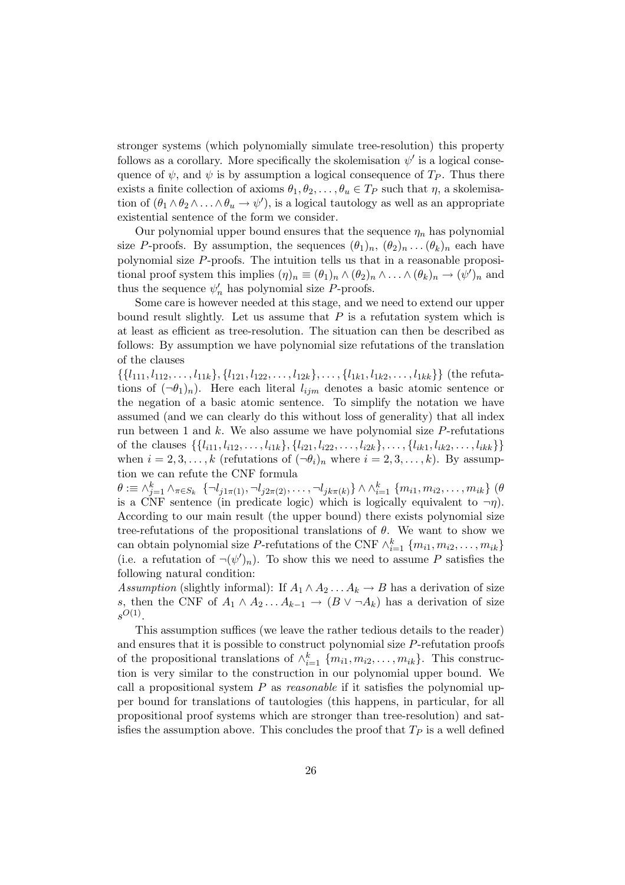stronger systems (which polynomially simulate tree-resolution) this property follows as a corollary. More specifically the skolemisation $\psi'$ is a logical consequence of $\psi$, and $\psi$ is by assumption a logical consequence of $T_P$. Thus there exists a finite collection of axioms $\theta_1, \theta_2, \ldots, \theta_u \in T_P$ such that $\eta$, a skolemisation of $(\theta_1 \wedge \theta_2 \wedge \ldots \wedge \theta_u \rightarrow \psi')$, is a logical tautology as well as an appropriate existential sentence of the form we consider.

Our polynomial upper bound ensures that the sequence $\eta_n$ has polynomial size $P$-proofs. By assumption, the sequences $(\theta_1)_n$, $(\theta_2)_n \ldots (\theta_k)_n$ each have polynomial size $P$-proofs. The intuition tells us that in a reasonable propositional proof system this implies $(\eta)_n \equiv (\theta_1)_n \wedge (\theta_2)_n \wedge \ldots \wedge (\theta_k)_n \rightarrow (\psi')_n$ and thus the sequence $\psi'_n$ has polynomial size $P$-proofs.

Some care is however needed at this stage, and we need to extend our upper bound result slightly. Let us assume that $P$ is a refutation system which is at least as efficient as tree-resolution. The situation can then be described as follows: By assumption we have polynomial size refutations of the translation of the clauses
$\{\{l_{111}, l_{112}, \ldots, l_{11k}\}, \{l_{121}, l_{122}, \ldots, l_{12k}\}, \ldots, \{l_{1k1}, l_{1k2}, \ldots, l_{1kk}\}\}$ (the refutations of $(\neg\theta_1)_n$). Here each literal $l_{ijm}$ denotes a basic atomic sentence or the negation of a basic atomic sentence. To simplify the notation we have assumed (and we can clearly do this without loss of generality) that all index run between 1 and $k$. We also assume we have polynomial size $P$-refutations of the clauses $\{\{l_{i11}, l_{i12}, \ldots, l_{i1k}\}, \{l_{i21}, l_{i22}, \ldots, l_{i2k}\}, \ldots, \{l_{ik1}, l_{ik2}, \ldots, l_{ikk}\}\}$ when $i = 2, 3, \ldots, k$ (refutations of $(\neg\theta_i)_n$ where $i = 2, 3, \ldots, k$). By assumption we can refute the CNF formula
$\theta :\equiv \wedge_{j=1}^{k} \wedge_{\pi \in S_k} \ \{\neg l_{j1\pi(1)}, \neg l_{j2\pi(2)}, \ldots, \neg l_{jk\pi(k)}\} \wedge \wedge_{i=1}^{k} \ \{m_{i1}, m_{i2}, \ldots, m_{ik}\}$ ($\theta$ is a CNF sentence (in predicate logic) which is logically equivalent to $\neg\eta$). According to our main result (the upper bound) there exists polynomial size tree-refutations of the propositional translations of $\theta$. We want to show we can obtain polynomial size $P$-refutations of the CNF $\wedge_{i=1}^{k} \ \{m_{i1}, m_{i2}, \ldots, m_{ik}\}$ (i.e. a refutation of $\neg(\psi')_n$). To show this we need to assume $P$ satisfies the following natural condition:
*Assumption* (slightly informal): If $A_1 \wedge A_2 \ldots A_k \rightarrow B$ has a derivation of size $s$, then the CNF of $A_1 \wedge A_2 \ldots A_{k-1} \rightarrow (B \vee \neg A_k)$ has a derivation of size $s^{O(1)}$.

This assumption suffices (we leave the rather tedious details to the reader) and ensures that it is possible to construct polynomial size $P$-refutation proofs of the propositional translations of $\wedge_{i=1}^{k} \ \{m_{i1}, m_{i2}, \ldots, m_{ik}\}$. This construction is very similar to the construction in our polynomial upper bound. We call a propositional system $P$ as *reasonable* if it satisfies the polynomial upper bound for translations of tautologies (this happens, in particular, for all propositional proof systems which are stronger than tree-resolution) and satisfies the assumption above. This concludes the proof that $T_P$ is a well defined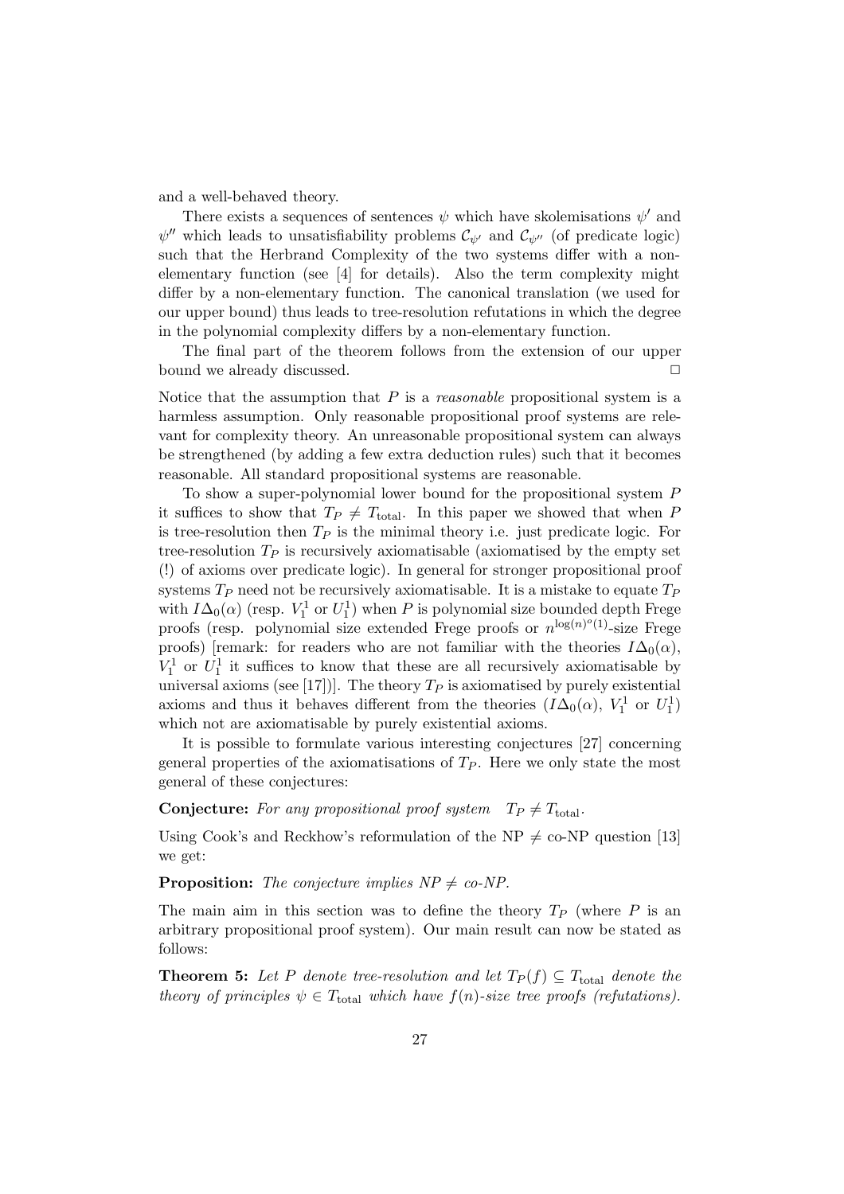and a well-behaved theory.

There exists a sequences of sentences $\psi$ which have skolemisations $\psi'$ and $\psi''$ which leads to unsatisfiability problems $\mathcal{C}_{\psi'}$ and $\mathcal{C}_{\psi''}$ (of predicate logic) such that the Herbrand Complexity of the two systems differ with a non-elementary function (see [4] for details). Also the term complexity might differ by a non-elementary function. The canonical translation (we used for our upper bound) thus leads to tree-resolution refutations in which the degree in the polynomial complexity differs by a non-elementary function.

The final part of the theorem follows from the extension of our upper bound we already discussed. □

Notice that the assumption that $P$ is a *reasonable* propositional system is a harmless assumption. Only reasonable propositional proof systems are relevant for complexity theory. An unreasonable propositional system can always be strengthened (by adding a few extra deduction rules) such that it becomes reasonable. All standard propositional systems are reasonable.

To show a super-polynomial lower bound for the propositional system $P$ it suffices to show that $T_P \neq T_{\text{total}}$. In this paper we showed that when $P$ is tree-resolution then $T_P$ is the minimal theory i.e. just predicate logic. For tree-resolution $T_P$ is recursively axiomatisable (axiomatised by the empty set (!) of axioms over predicate logic). In general for stronger propositional proof systems $T_P$ need not be recursively axiomatisable. It is a mistake to equate $T_P$ with $I\Delta_0(\alpha)$ (resp. $V_1^1$ or $U_1^1$) when $P$ is polynomial size bounded depth Frege proofs (resp. polynomial size extended Frege proofs or $n^{\log(n)^{o(1)}}$-size Frege proofs) [remark: for readers who are not familiar with the theories $I\Delta_0(\alpha)$, $V_1^1$ or $U_1^1$ it suffices to know that these are all recursively axiomatisable by universal axioms (see [17])]. The theory $T_P$ is axiomatised by purely existential axioms and thus it behaves different from the theories ($I\Delta_0(\alpha)$, $V_1^1$ or $U_1^1$) which not are axiomatisable by purely existential axioms.

It is possible to formulate various interesting conjectures [27] concerning general properties of the axiomatisations of $T_P$. Here we only state the most general of these conjectures:

**Conjecture:** *For any propositional proof system* $T_P \neq T_{\text{total}}$.

Using Cook's and Reckhow's reformulation of the NP $\neq$ co-NP question [13] we get:

**Proposition:** *The conjecture implies NP $\neq$ co-NP.*

The main aim in this section was to define the theory $T_P$ (where $P$ is an arbitrary propositional proof system). Our main result can now be stated as follows:

**Theorem 5:** *Let $P$ denote tree-resolution and let $T_P(f) \subseteq T_{\text{total}}$ denote the theory of principles $\psi \in T_{\text{total}}$ which have $f(n)$-size tree proofs (refutations).*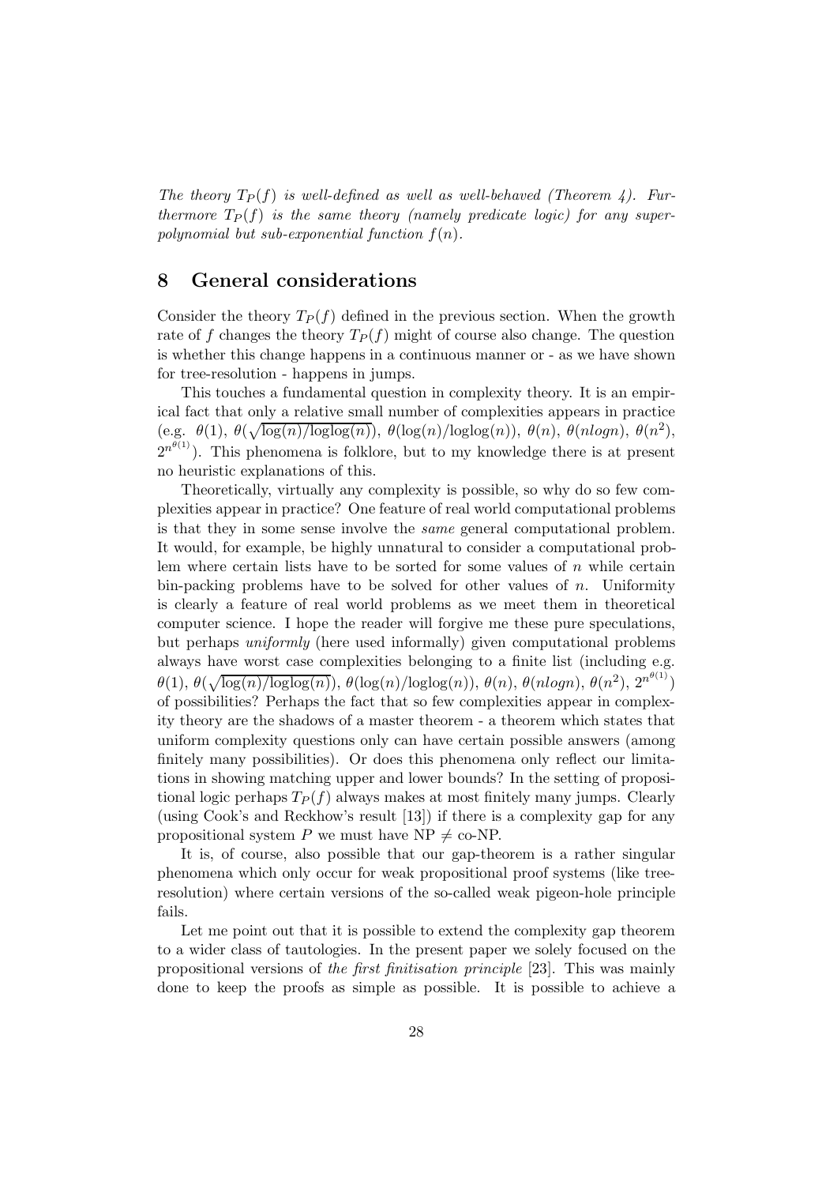*The theory $T_P(f)$ is well-defined as well as well-behaved (Theorem 4). Furthermore $T_P(f)$ is the same theory (namely predicate logic) for any super-polynomial but sub-exponential function $f(n)$.*

## 8 General considerations

Consider the theory $T_P(f)$ defined in the previous section. When the growth rate of $f$ changes the theory $T_P(f)$ might of course also change. The question is whether this change happens in a continuous manner or - as we have shown for tree-resolution - happens in jumps.

This touches a fundamental question in complexity theory. It is an empirical fact that only a relative small number of complexities appears in practice (e.g. $\theta(1)$, $\theta(\sqrt{\log(n)/\text{loglog}(n)})$, $\theta(\log(n)/\text{loglog}(n))$, $\theta(n)$, $\theta(nlogn)$, $\theta(n^2)$, $2^{n^{\theta(1)}}$). This phenomena is folklore, but to my knowledge there is at present no heuristic explanations of this.

Theoretically, virtually any complexity is possible, so why do so few complexities appear in practice? One feature of real world computational problems is that they in some sense involve the *same* general computational problem. It would, for example, be highly unnatural to consider a computational problem where certain lists have to be sorted for some values of $n$ while certain bin-packing problems have to be solved for other values of $n$. Uniformity is clearly a feature of real world problems as we meet them in theoretical computer science. I hope the reader will forgive me these pure speculations, but perhaps *uniformly* (here used informally) given computational problems always have worst case complexities belonging to a finite list (including e.g. $\theta(1)$, $\theta(\sqrt{\log(n)/\text{loglog}(n)})$, $\theta(\log(n)/\text{loglog}(n))$, $\theta(n)$, $\theta(nlogn)$, $\theta(n^2)$, $2^{n^{\theta(1)}}$) of possibilities? Perhaps the fact that so few complexities appear in complexity theory are the shadows of a master theorem - a theorem which states that uniform complexity questions only can have certain possible answers (among finitely many possibilities). Or does this phenomena only reflect our limitations in showing matching upper and lower bounds? In the setting of propositional logic perhaps $T_P(f)$ always makes at most finitely many jumps. Clearly (using Cook's and Reckhow's result [13]) if there is a complexity gap for any propositional system $P$ we must have NP $\neq$ co-NP.

It is, of course, also possible that our gap-theorem is a rather singular phenomena which only occur for weak propositional proof systems (like tree-resolution) where certain versions of the so-called weak pigeon-hole principle fails.

Let me point out that it is possible to extend the complexity gap theorem to a wider class of tautologies. In the present paper we solely focused on the propositional versions of *the first finitisation principle* [23]. This was mainly done to keep the proofs as simple as possible. It is possible to achieve a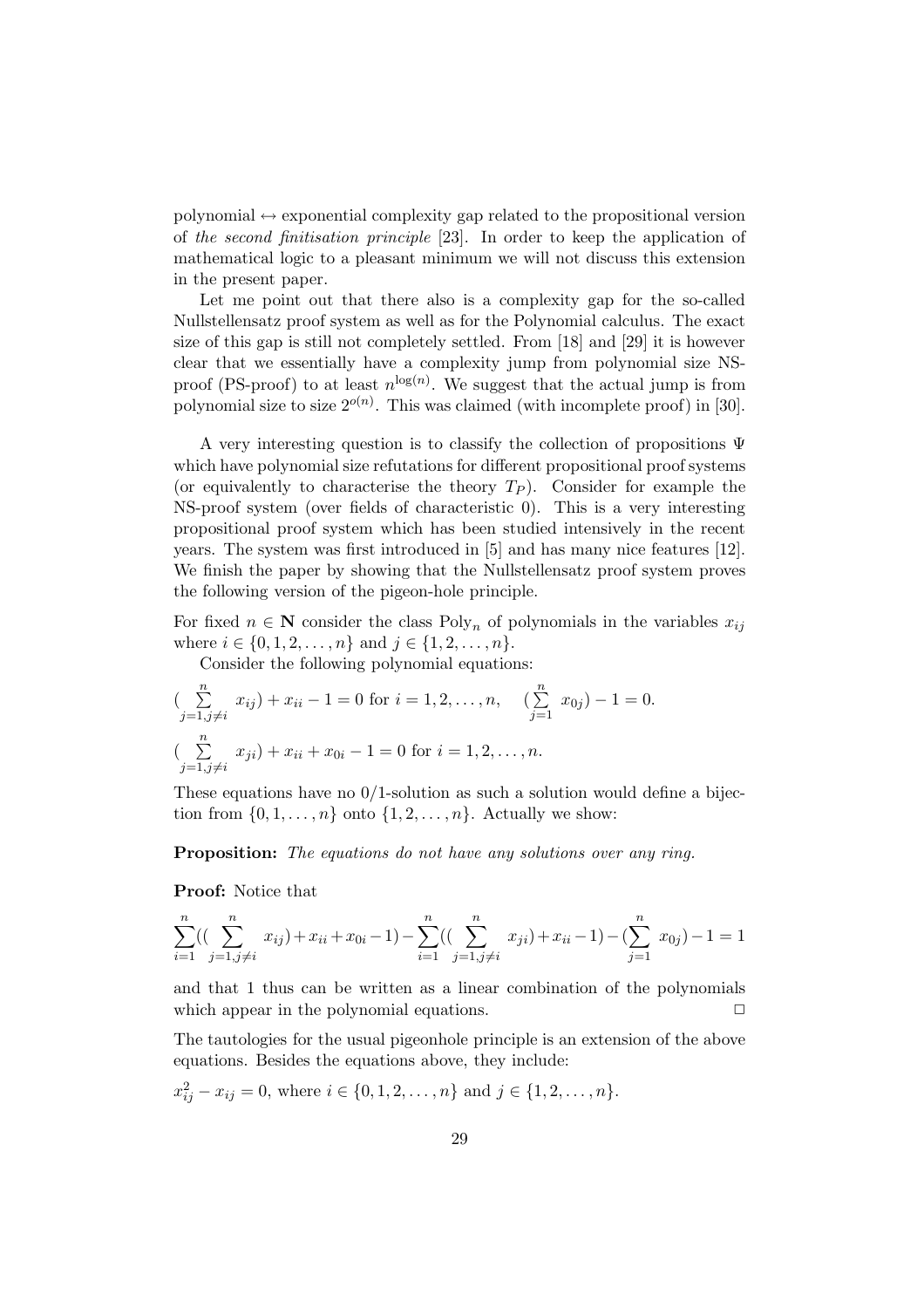polynomial $\leftrightarrow$ exponential complexity gap related to the propositional version of *the second finitisation principle* [23]. In order to keep the application of mathematical logic to a pleasant minimum we will not discuss this extension in the present paper.

Let me point out that there also is a complexity gap for the so-called Nullstellensatz proof system as well as for the Polynomial calculus. The exact size of this gap is still not completely settled. From [18] and [29] it is however clear that we essentially have a complexity jump from polynomial size NS-proof (PS-proof) to at least $n^{\log(n)}$. We suggest that the actual jump is from polynomial size to size $2^{o(n)}$. This was claimed (with incomplete proof) in [30].

A very interesting question is to classify the collection of propositions $\Psi$ which have polynomial size refutations for different propositional proof systems (or equivalently to characterise the theory $T_P$). Consider for example the NS-proof system (over fields of characteristic 0). This is a very interesting propositional proof system which has been studied intensively in the recent years. The system was first introduced in [5] and has many nice features [12]. We finish the paper by showing that the Nullstellensatz proof system proves the following version of the pigeon-hole principle.

For fixed $n \in \mathbf{N}$ consider the class $\text{Poly}_n$ of polynomials in the variables $x_{ij}$ where $i \in \{0, 1, 2, \ldots, n\}$ and $j \in \{1, 2, \ldots, n\}$.

Consider the following polynomial equations:

$$(\sum_{j=1, j\neq i}^{n} x_{ij}) + x_{ii} - 1 = 0 \text{ for } i = 1, 2, \ldots, n, \quad (\sum_{j=1}^{n} x_{0j}) - 1 = 0.$$

$$(\sum_{j=1, j\neq i}^{n} x_{ji}) + x_{ii} + x_{0i} - 1 = 0 \text{ for } i = 1, 2, \ldots, n.$$

These equations have no 0/1-solution as such a solution would define a bijection from $\{0, 1, \ldots, n\}$ onto $\{1, 2, \ldots, n\}$. Actually we show:

**Proposition:** *The equations do not have any solutions over any ring.*

**Proof:** Notice that

$$\sum_{i=1}^{n}((\sum_{j=1, j\neq i}^{n} x_{ij}) + x_{ii} + x_{0i} - 1) - \sum_{i=1}^{n}((\sum_{j=1, j\neq i}^{n} x_{ji}) + x_{ii} - 1) - (\sum_{j=1}^{n} x_{0j}) - 1 = 1$$

and that 1 thus can be written as a linear combination of the polynomials which appear in the polynomial equations. $\Box$

The tautologies for the usual pigeonhole principle is an extension of the above equations. Besides the equations above, they include:

$x_{ij}^2 - x_{ij} = 0$, where $i \in \{0, 1, 2, \ldots, n\}$ and $j \in \{1, 2, \ldots, n\}$.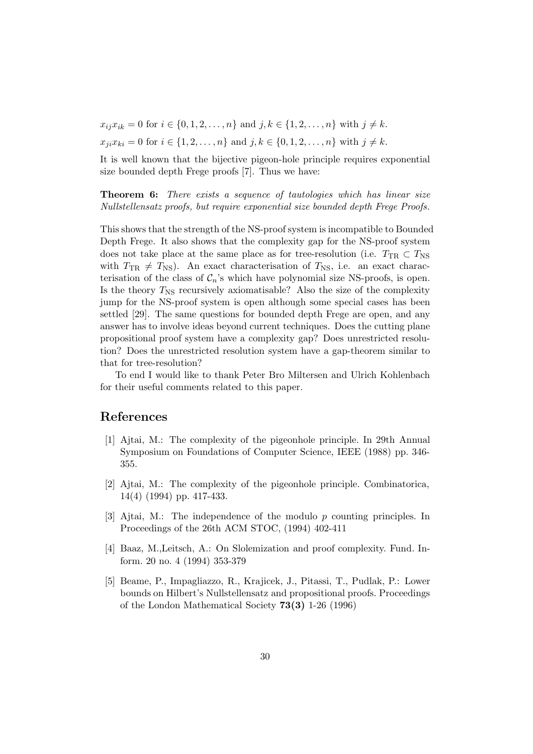$x_{ij}x_{ik} = 0$ for $i \in \{0, 1, 2, \ldots, n\}$ and $j, k \in \{1, 2, \ldots, n\}$ with $j \neq k$.

$x_{ji}x_{ki} = 0$ for $i \in \{1, 2, \ldots, n\}$ and $j, k \in \{0, 1, 2, \ldots, n\}$ with $j \neq k$.

It is well known that the bijective pigeon-hole principle requires exponential size bounded depth Frege proofs [7]. Thus we have:

**Theorem 6:** *There exists a sequence of tautologies which has linear size Nullstellensatz proofs, but require exponential size bounded depth Frege Proofs.*

This shows that the strength of the NS-proof system is incompatible to Bounded Depth Frege. It also shows that the complexity gap for the NS-proof system does not take place at the same place as for tree-resolution (i.e. $T_{\text{TR}} \subset T_{\text{NS}}$ with $T_{\text{TR}} \neq T_{\text{NS}}$). An exact characterisation of $T_{\text{NS}}$, i.e. an exact characterisation of the class of $\mathcal{C}_n$'s which have polynomial size NS-proofs, is open. Is the theory $T_{\text{NS}}$ recursively axiomatisable? Also the size of the complexity jump for the NS-proof system is open although some special cases has been settled [29]. The same questions for bounded depth Frege are open, and any answer has to involve ideas beyond current techniques. Does the cutting plane propositional proof system have a complexity gap? Does unrestricted resolution? Does the unrestricted resolution system have a gap-theorem similar to that for tree-resolution?

To end I would like to thank Peter Bro Miltersen and Ulrich Kohlenbach for their useful comments related to this paper.

## References

[1] Ajtai, M.: The complexity of the pigeonhole principle. In 29th Annual Symposium on Foundations of Computer Science, IEEE (1988) pp. 346-355.

[2] Ajtai, M.: The complexity of the pigeonhole principle. Combinatorica, 14(4) (1994) pp. 417-433.

[3] Ajtai, M.: The independence of the modulo $p$ counting principles. In Proceedings of the 26th ACM STOC, (1994) 402-411

[4] Baaz, M.,Leitsch, A.: On Slolemization and proof complexity. Fund. Inform. 20 no. 4 (1994) 353-379

[5] Beame, P., Impagliazzo, R., Krajicek, J., Pitassi, T., Pudlak, P.: Lower bounds on Hilbert's Nullstellensatz and propositional proofs. Proceedings of the London Mathematical Society **73(3)** 1-26 (1996)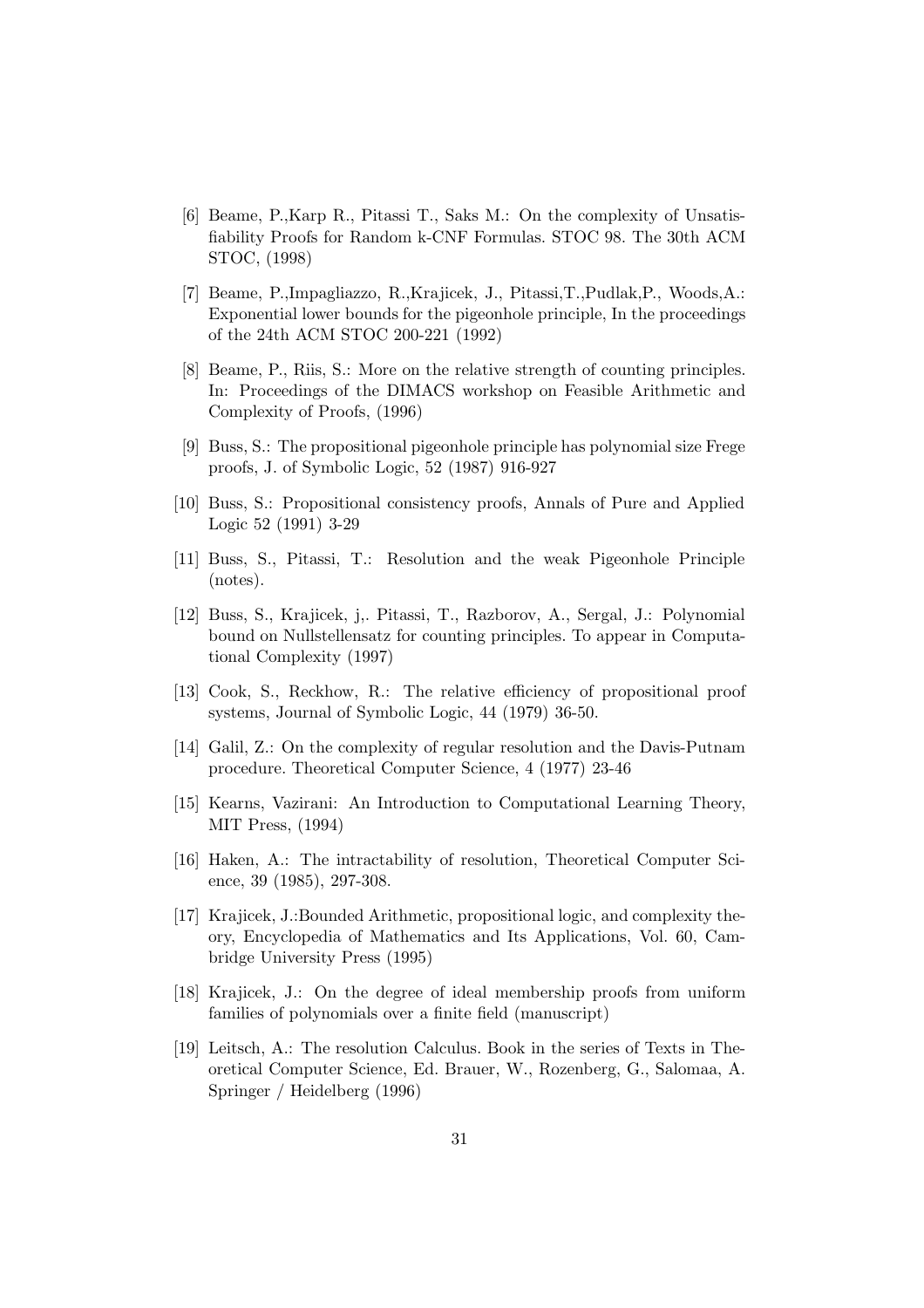[6] Beame, P.,Karp R., Pitassi T., Saks M.: On the complexity of Unsatisfiability Proofs for Random k-CNF Formulas. STOC 98. The 30th ACM STOC, (1998)

[7] Beame, P.,Impagliazzo, R.,Krajicek, J., Pitassi,T.,Pudlak,P., Woods,A.: Exponential lower bounds for the pigeonhole principle, In the proceedings of the 24th ACM STOC 200-221 (1992)

[8] Beame, P., Riis, S.: More on the relative strength of counting principles. In: Proceedings of the DIMACS workshop on Feasible Arithmetic and Complexity of Proofs, (1996)

[9] Buss, S.: The propositional pigeonhole principle has polynomial size Frege proofs, J. of Symbolic Logic, 52 (1987) 916-927

[10] Buss, S.: Propositional consistency proofs, Annals of Pure and Applied Logic 52 (1991) 3-29

[11] Buss, S., Pitassi, T.: Resolution and the weak Pigeonhole Principle (notes).

[12] Buss, S., Krajicek, j,. Pitassi, T., Razborov, A., Sergal, J.: Polynomial bound on Nullstellensatz for counting principles. To appear in Computational Complexity (1997)

[13] Cook, S., Reckhow, R.: The relative efficiency of propositional proof systems, Journal of Symbolic Logic, 44 (1979) 36-50.

[14] Galil, Z.: On the complexity of regular resolution and the Davis-Putnam procedure. Theoretical Computer Science, 4 (1977) 23-46

[15] Kearns, Vazirani: An Introduction to Computational Learning Theory, MIT Press, (1994)

[16] Haken, A.: The intractability of resolution, Theoretical Computer Science, 39 (1985), 297-308.

[17] Krajicek, J.:Bounded Arithmetic, propositional logic, and complexity theory, Encyclopedia of Mathematics and Its Applications, Vol. 60, Cambridge University Press (1995)

[18] Krajicek, J.: On the degree of ideal membership proofs from uniform families of polynomials over a finite field (manuscript)

[19] Leitsch, A.: The resolution Calculus. Book in the series of Texts in Theoretical Computer Science, Ed. Brauer, W., Rozenberg, G., Salomaa, A. Springer / Heidelberg (1996)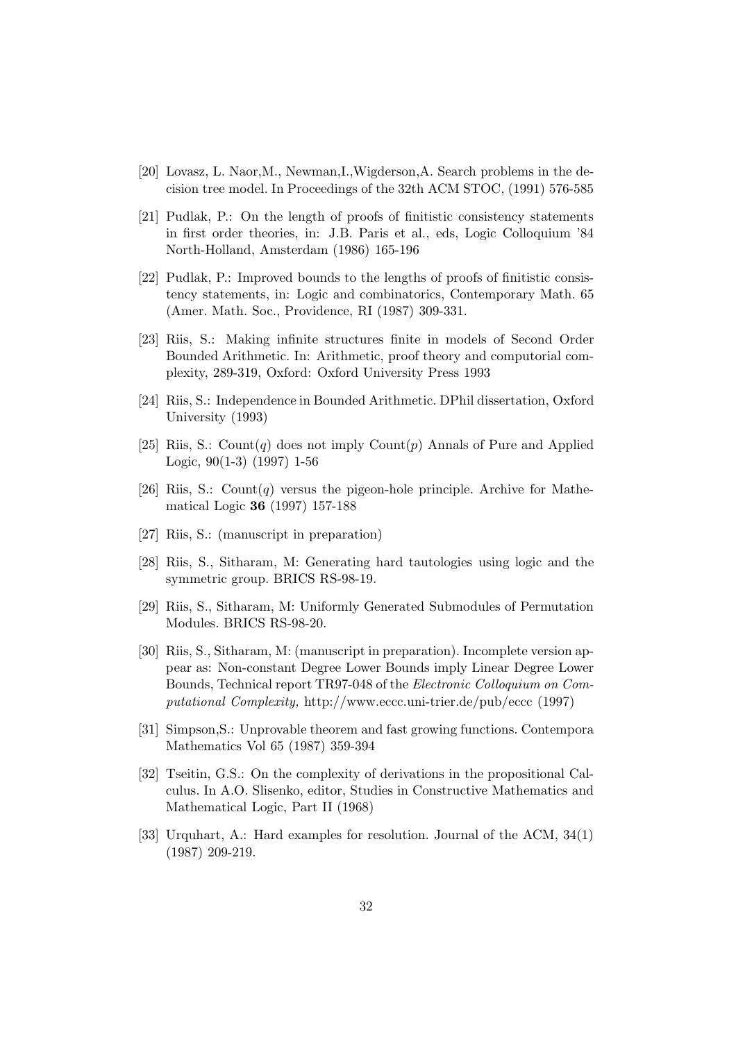[20] Lovasz, L. Naor,M., Newman,I.,Wigderson,A. Search problems in the decision tree model. In Proceedings of the 32th ACM STOC, (1991) 576-585

[21] Pudlak, P.: On the length of proofs of finitistic consistency statements in first order theories, in: J.B. Paris et al., eds, Logic Colloquium '84 North-Holland, Amsterdam (1986) 165-196

[22] Pudlak, P.: Improved bounds to the lengths of proofs of finitistic consistency statements, in: Logic and combinatorics, Contemporary Math. 65 (Amer. Math. Soc., Providence, RI (1987) 309-331.

[23] Riis, S.: Making infinite structures finite in models of Second Order Bounded Arithmetic. In: Arithmetic, proof theory and computorial complexity, 289-319, Oxford: Oxford University Press 1993

[24] Riis, S.: Independence in Bounded Arithmetic. DPhil dissertation, Oxford University (1993)

[25] Riis, S.: Count($q$) does not imply Count($p$) Annals of Pure and Applied Logic, 90(1-3) (1997) 1-56

[26] Riis, S.: Count($q$) versus the pigeon-hole principle. Archive for Mathematical Logic **36** (1997) 157-188

[27] Riis, S.: (manuscript in preparation)

[28] Riis, S., Sitharam, M: Generating hard tautologies using logic and the symmetric group. BRICS RS-98-19.

[29] Riis, S., Sitharam, M: Uniformly Generated Submodules of Permutation Modules. BRICS RS-98-20.

[30] Riis, S., Sitharam, M: (manuscript in preparation). Incomplete version appear as: Non-constant Degree Lower Bounds imply Linear Degree Lower Bounds, Technical report TR97-048 of the *Electronic Colloquium on Computational Complexity,* http://www.eccc.uni-trier.de/pub/eccc (1997)

[31] Simpson,S.: Unprovable theorem and fast growing functions. Contempora Mathematics Vol 65 (1987) 359-394

[32] Tseitin, G.S.: On the complexity of derivations in the propositional Calculus. In A.O. Slisenko, editor, Studies in Constructive Mathematics and Mathematical Logic, Part II (1968)

[33] Urquhart, A.: Hard examples for resolution. Journal of the ACM, 34(1) (1987) 209-219.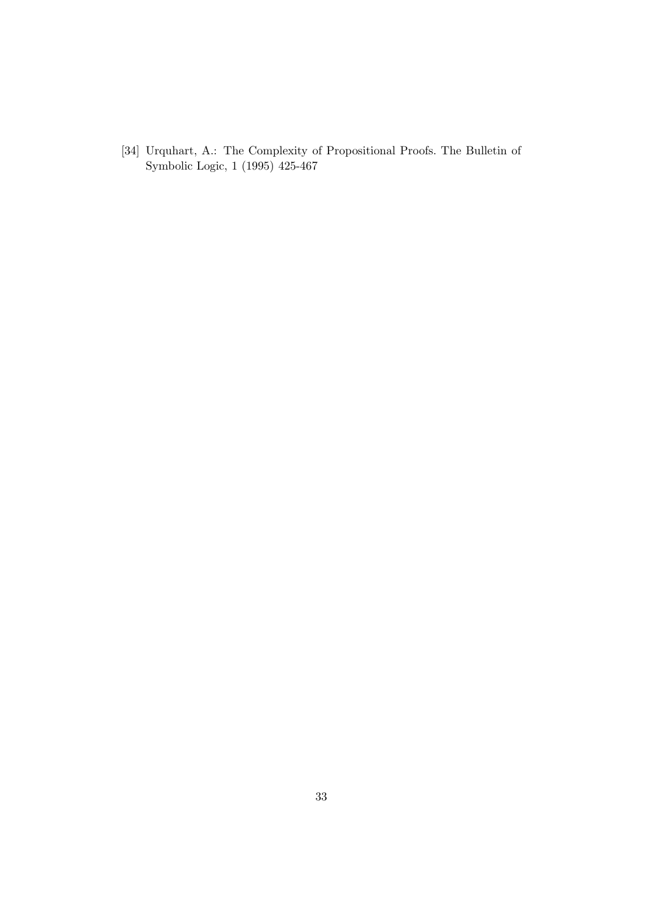[34] Urquhart, A.: The Complexity of Propositional Proofs. The Bulletin of Symbolic Logic, 1 (1995) 425-467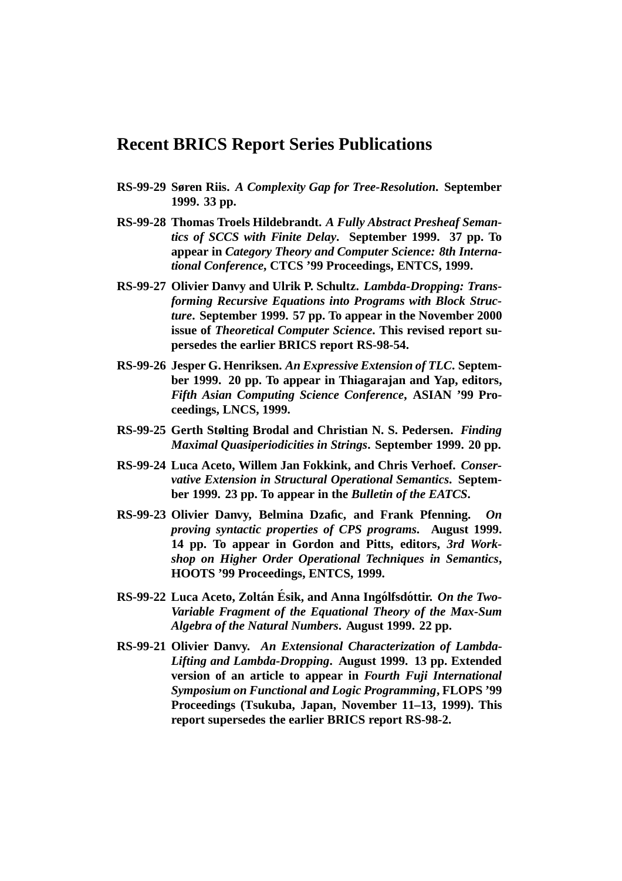## Recent BRICS Report Series Publications

**RS-99-29 Søren Riis.** ***A Complexity Gap for Tree-Resolution*****. September 1999. 33 pp.**

**RS-99-28 Thomas Troels Hildebrandt.** ***A Fully Abstract Presheaf Semantics of SCCS with Finite Delay*****. September 1999. 37 pp. To appear in** ***Category Theory and Computer Science: 8th International Conference*****, CTCS '99 Proceedings, ENTCS, 1999.**

**RS-99-27 Olivier Danvy and Ulrik P. Schultz.** ***Lambda-Dropping: Transforming Recursive Equations into Programs with Block Structure*****. September 1999. 57 pp. To appear in the November 2000 issue of** ***Theoretical Computer Science*****. This revised report supersedes the earlier BRICS report RS-98-54.**

**RS-99-26 Jesper G. Henriksen.** ***An Expressive Extension of TLC*****. September 1999. 20 pp. To appear in Thiagarajan and Yap, editors,** ***Fifth Asian Computing Science Conference*****, ASIAN '99 Proceedings, LNCS, 1999.**

**RS-99-25 Gerth Stølting Brodal and Christian N. S. Pedersen.** ***Finding Maximal Quasiperiodicities in Strings*****. September 1999. 20 pp.**

**RS-99-24 Luca Aceto, Willem Jan Fokkink, and Chris Verhoef.** ***Conservative Extension in Structural Operational Semantics*****. September 1999. 23 pp. To appear in the** ***Bulletin of the EATCS*****.**

**RS-99-23 Olivier Danvy, Belmina Dzafic, and Frank Pfenning.** ***On proving syntactic properties of CPS programs*****. August 1999. 14 pp. To appear in Gordon and Pitts, editors,** ***3rd Workshop on Higher Order Operational Techniques in Semantics*****, HOOTS '99 Proceedings, ENTCS, 1999.**

**RS-99-22 Luca Aceto, Zoltán Ésik, and Anna Ingólfsdóttir.** ***On the Two-Variable Fragment of the Equational Theory of the Max-Sum Algebra of the Natural Numbers*****. August 1999. 22 pp.**

**RS-99-21 Olivier Danvy.** ***An Extensional Characterization of Lambda-Lifting and Lambda-Dropping*****. August 1999. 13 pp. Extended version of an article to appear in** ***Fourth Fuji International Symposium on Functional and Logic Programming*****, FLOPS '99 Proceedings (Tsukuba, Japan, November 11–13, 1999). This report supersedes the earlier BRICS report RS-98-2.**